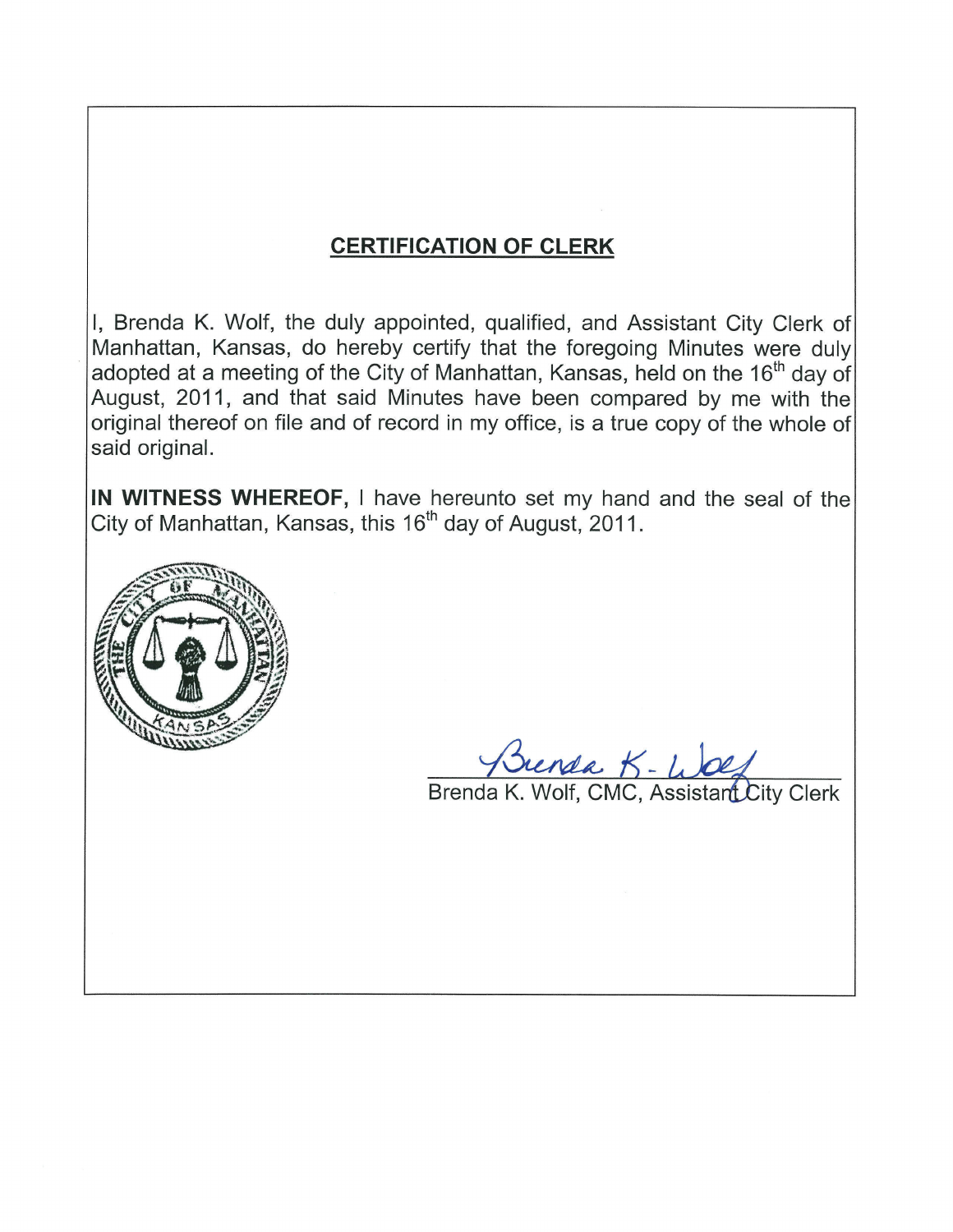## CERTIFICATION OF CLERK

I, Brenda K. Wolf, the duly appointed, qualified, and Assistant City Clerk of Manhattan, Kansas, do hereby certify that the foregoing Minutes were duly adopted at a meeting of the City of Manhattan, Kansas, held on the 16th day of August, 2011, and that said Minutes have been compared by me with the original thereof on file and of record in my office, is a true copy of the whole of said original.

**IN WITNESS WHEREOF,** I have hereunto set my hand and the seal of the City of Manhattan, Kansas, this 16th day of August, 2011.

Brenda K. Wolf

Brenda K. Wolf, CMC, Assistant City Clerk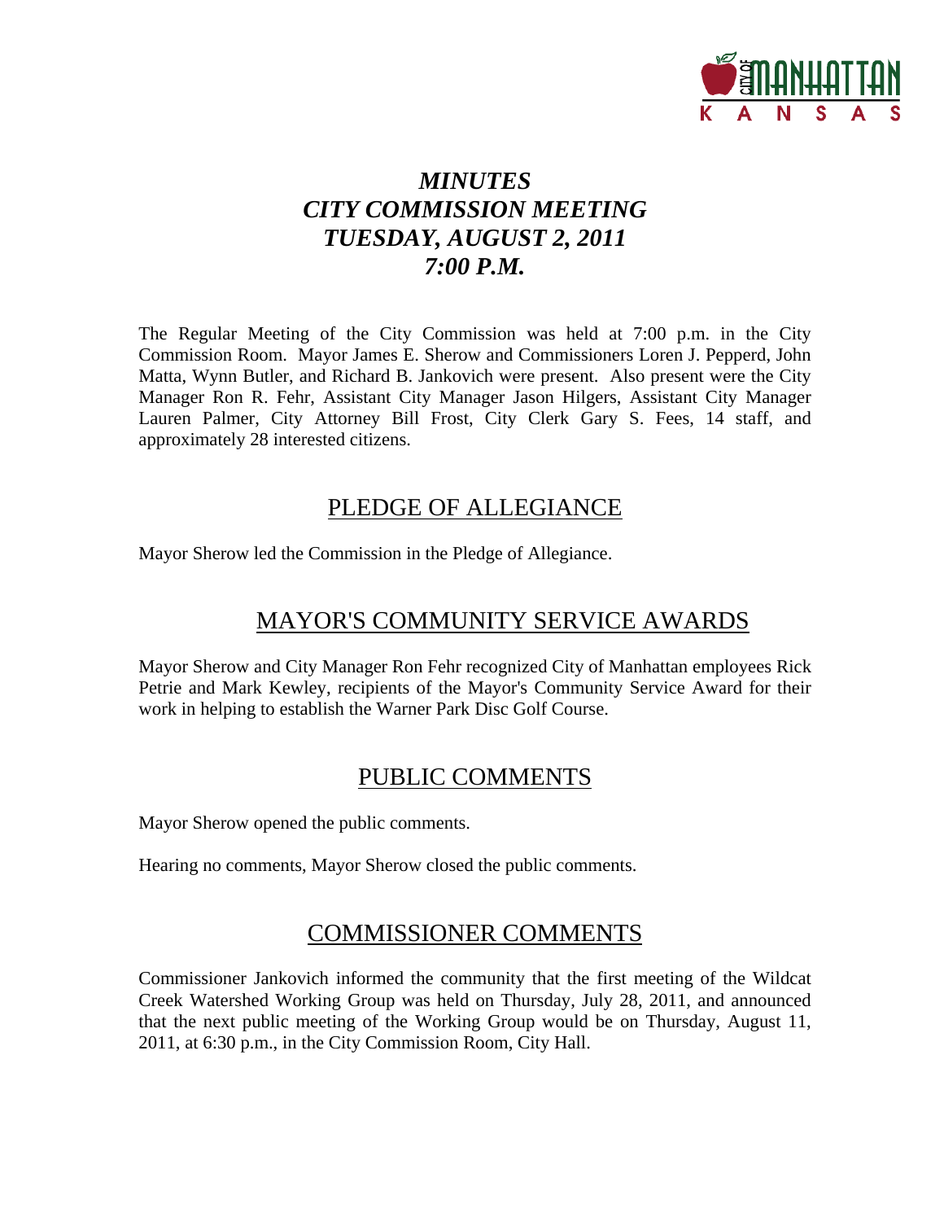# *MINUTES*
# *CITY COMMISSION MEETING*
# *TUESDAY, AUGUST 2, 2011*
# *7:00 P.M.*

The Regular Meeting of the City Commission was held at 7:00 p.m. in the City Commission Room. Mayor James E. Sherow and Commissioners Loren J. Pepperd, John Matta, Wynn Butler, and Richard B. Jankovich were present. Also present were the City Manager Ron R. Fehr, Assistant City Manager Jason Hilgers, Assistant City Manager Lauren Palmer, City Attorney Bill Frost, City Clerk Gary S. Fees, 14 staff, and approximately 28 interested citizens.

## PLEDGE OF ALLEGIANCE

Mayor Sherow led the Commission in the Pledge of Allegiance.

## MAYOR'S COMMUNITY SERVICE AWARDS

Mayor Sherow and City Manager Ron Fehr recognized City of Manhattan employees Rick Petrie and Mark Kewley, recipients of the Mayor's Community Service Award for their work in helping to establish the Warner Park Disc Golf Course.

## PUBLIC COMMENTS

Mayor Sherow opened the public comments.

Hearing no comments, Mayor Sherow closed the public comments.

## COMMISSIONER COMMENTS

Commissioner Jankovich informed the community that the first meeting of the Wildcat Creek Watershed Working Group was held on Thursday, July 28, 2011, and announced that the next public meeting of the Working Group would be on Thursday, August 11, 2011, at 6:30 p.m., in the City Commission Room, City Hall.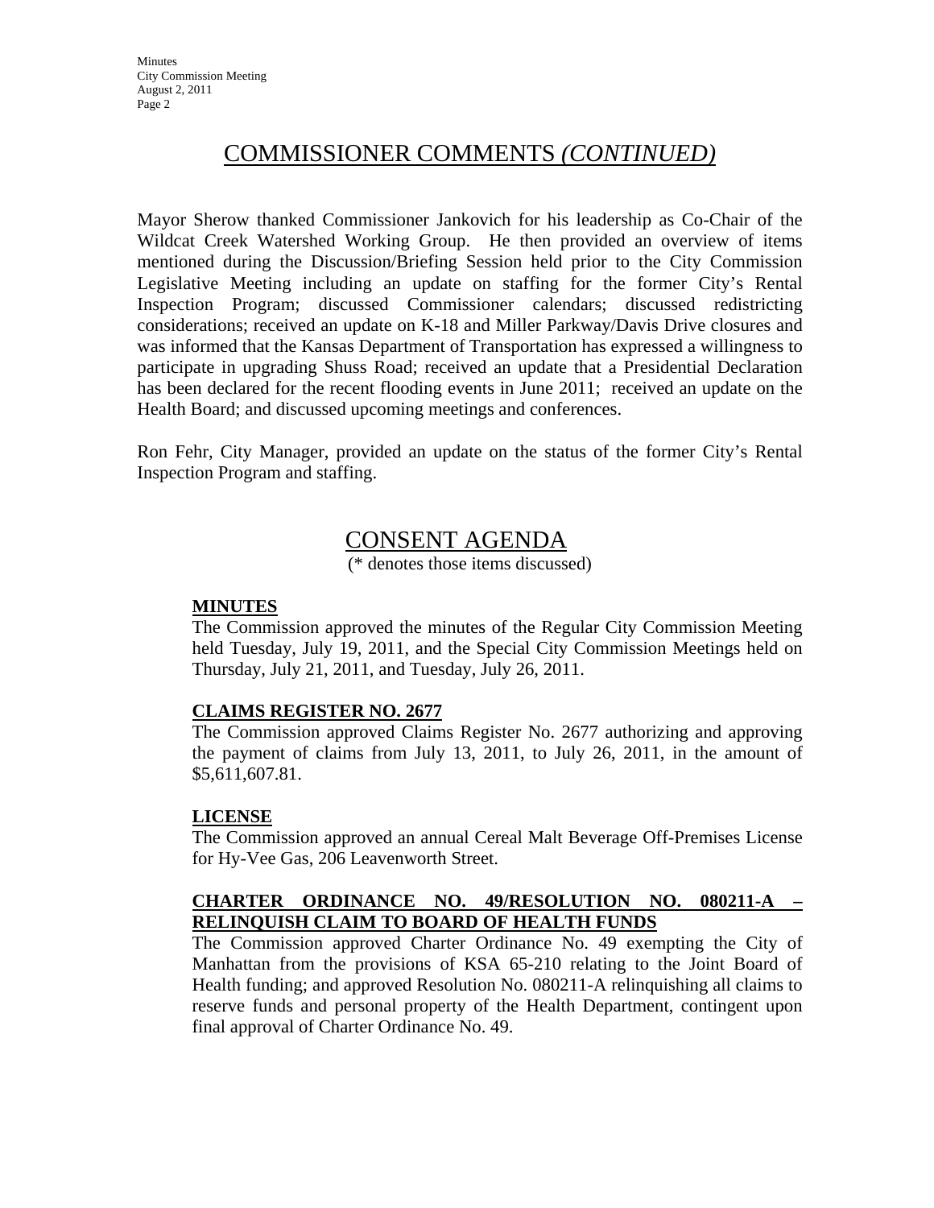# COMMISSIONER COMMENTS *(CONTINUED)*

Mayor Sherow thanked Commissioner Jankovich for his leadership as Co-Chair of the Wildcat Creek Watershed Working Group. He then provided an overview of items mentioned during the Discussion/Briefing Session held prior to the City Commission Legislative Meeting including an update on staffing for the former City's Rental Inspection Program; discussed Commissioner calendars; discussed redistricting considerations; received an update on K-18 and Miller Parkway/Davis Drive closures and was informed that the Kansas Department of Transportation has expressed a willingness to participate in upgrading Shuss Road; received an update that a Presidential Declaration has been declared for the recent flooding events in June 2011; received an update on the Health Board; and discussed upcoming meetings and conferences.

Ron Fehr, City Manager, provided an update on the status of the former City's Rental Inspection Program and staffing.

# CONSENT AGENDA

(* denotes those items discussed)

**MINUTES**

The Commission approved the minutes of the Regular City Commission Meeting held Tuesday, July 19, 2011, and the Special City Commission Meetings held on Thursday, July 21, 2011, and Tuesday, July 26, 2011.

**CLAIMS REGISTER NO. 2677**

The Commission approved Claims Register No. 2677 authorizing and approving the payment of claims from July 13, 2011, to July 26, 2011, in the amount of $5,611,607.81.

**LICENSE**

The Commission approved an annual Cereal Malt Beverage Off-Premises License for Hy-Vee Gas, 206 Leavenworth Street.

**CHARTER ORDINANCE NO. 49/RESOLUTION NO. 080211-A – RELINQUISH CLAIM TO BOARD OF HEALTH FUNDS**

The Commission approved Charter Ordinance No. 49 exempting the City of Manhattan from the provisions of KSA 65-210 relating to the Joint Board of Health funding; and approved Resolution No. 080211-A relinquishing all claims to reserve funds and personal property of the Health Department, contingent upon final approval of Charter Ordinance No. 49.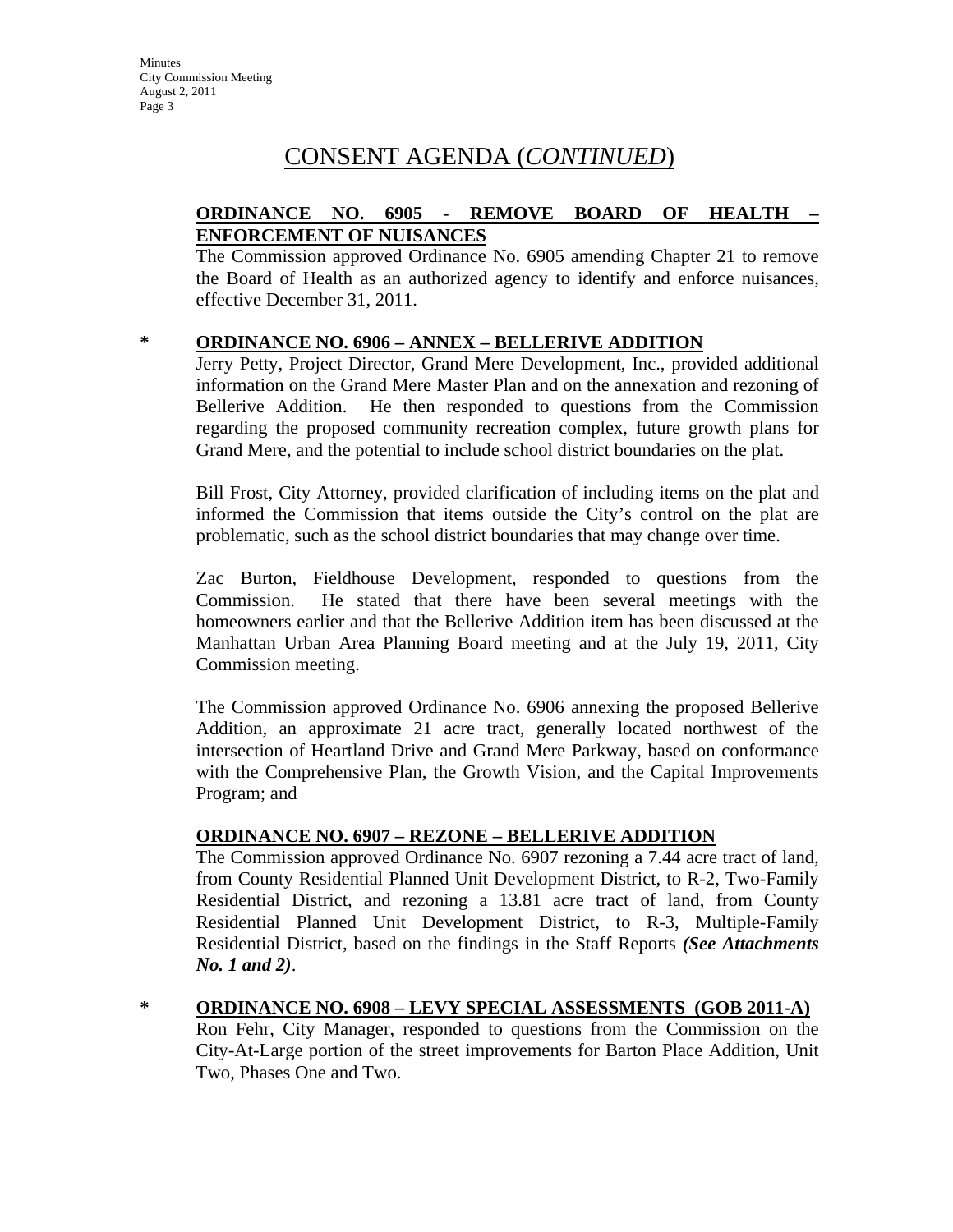# CONSENT AGENDA (*CONTINUED*)

**ORDINANCE NO. 6905 - REMOVE BOARD OF HEALTH – ENFORCEMENT OF NUISANCES**

The Commission approved Ordinance No. 6905 amending Chapter 21 to remove the Board of Health as an authorized agency to identify and enforce nuisances, effective December 31, 2011.

**\* ORDINANCE NO. 6906 – ANNEX – BELLERIVE ADDITION**

Jerry Petty, Project Director, Grand Mere Development, Inc., provided additional information on the Grand Mere Master Plan and on the annexation and rezoning of Bellerive Addition. He then responded to questions from the Commission regarding the proposed community recreation complex, future growth plans for Grand Mere, and the potential to include school district boundaries on the plat.

Bill Frost, City Attorney, provided clarification of including items on the plat and informed the Commission that items outside the City's control on the plat are problematic, such as the school district boundaries that may change over time.

Zac Burton, Fieldhouse Development, responded to questions from the Commission. He stated that there have been several meetings with the homeowners earlier and that the Bellerive Addition item has been discussed at the Manhattan Urban Area Planning Board meeting and at the July 19, 2011, City Commission meeting.

The Commission approved Ordinance No. 6906 annexing the proposed Bellerive Addition, an approximate 21 acre tract, generally located northwest of the intersection of Heartland Drive and Grand Mere Parkway, based on conformance with the Comprehensive Plan, the Growth Vision, and the Capital Improvements Program; and

**ORDINANCE NO. 6907 – REZONE – BELLERIVE ADDITION**

The Commission approved Ordinance No. 6907 rezoning a 7.44 acre tract of land, from County Residential Planned Unit Development District, to R-2, Two-Family Residential District, and rezoning a 13.81 acre tract of land, from County Residential Planned Unit Development District, to R-3, Multiple-Family Residential District, based on the findings in the Staff Reports ***(See Attachments No. 1 and 2)***.

**\* ORDINANCE NO. 6908 – LEVY SPECIAL ASSESSMENTS (GOB 2011-A)**

Ron Fehr, City Manager, responded to questions from the Commission on the City-At-Large portion of the street improvements for Barton Place Addition, Unit Two, Phases One and Two.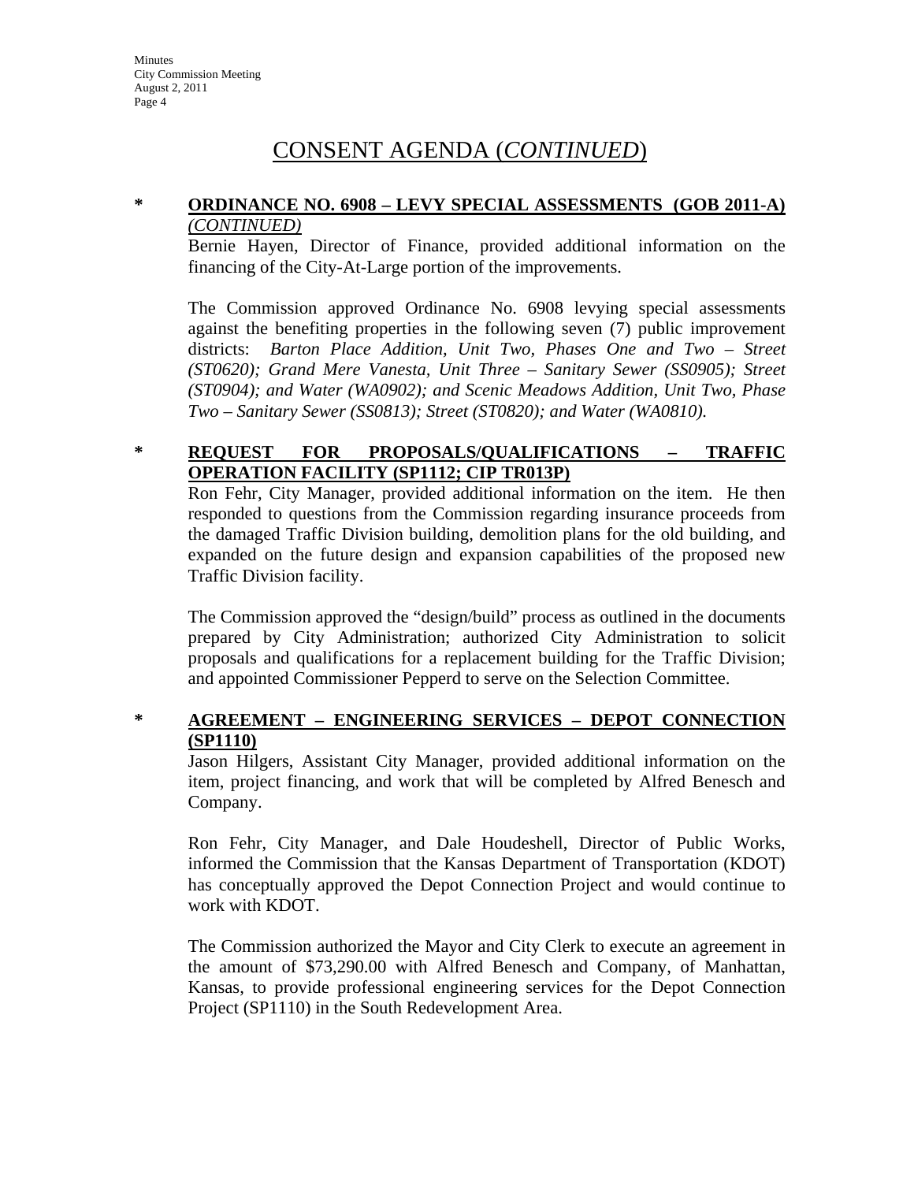# CONSENT AGENDA (*CONTINUED*)

**\*** **ORDINANCE NO. 6908 – LEVY SPECIAL ASSESSMENTS (GOB 2011-A)** *(CONTINUED)*

Bernie Hayen, Director of Finance, provided additional information on the financing of the City-At-Large portion of the improvements.

The Commission approved Ordinance No. 6908 levying special assessments against the benefiting properties in the following seven (7) public improvement districts: *Barton Place Addition, Unit Two, Phases One and Two – Street (ST0620); Grand Mere Vanesta, Unit Three – Sanitary Sewer (SS0905); Street (ST0904); and Water (WA0902); and Scenic Meadows Addition, Unit Two, Phase Two – Sanitary Sewer (SS0813); Street (ST0820); and Water (WA0810).*

**\*** **REQUEST FOR PROPOSALS/QUALIFICATIONS – TRAFFIC OPERATION FACILITY (SP1112; CIP TR013P)**

Ron Fehr, City Manager, provided additional information on the item. He then responded to questions from the Commission regarding insurance proceeds from the damaged Traffic Division building, demolition plans for the old building, and expanded on the future design and expansion capabilities of the proposed new Traffic Division facility.

The Commission approved the "design/build" process as outlined in the documents prepared by City Administration; authorized City Administration to solicit proposals and qualifications for a replacement building for the Traffic Division; and appointed Commissioner Pepperd to serve on the Selection Committee.

**\*** **AGREEMENT – ENGINEERING SERVICES – DEPOT CONNECTION (SP1110)**

Jason Hilgers, Assistant City Manager, provided additional information on the item, project financing, and work that will be completed by Alfred Benesch and Company.

Ron Fehr, City Manager, and Dale Houdeshell, Director of Public Works, informed the Commission that the Kansas Department of Transportation (KDOT) has conceptually approved the Depot Connection Project and would continue to work with KDOT.

The Commission authorized the Mayor and City Clerk to execute an agreement in the amount of $73,290.00 with Alfred Benesch and Company, of Manhattan, Kansas, to provide professional engineering services for the Depot Connection Project (SP1110) in the South Redevelopment Area.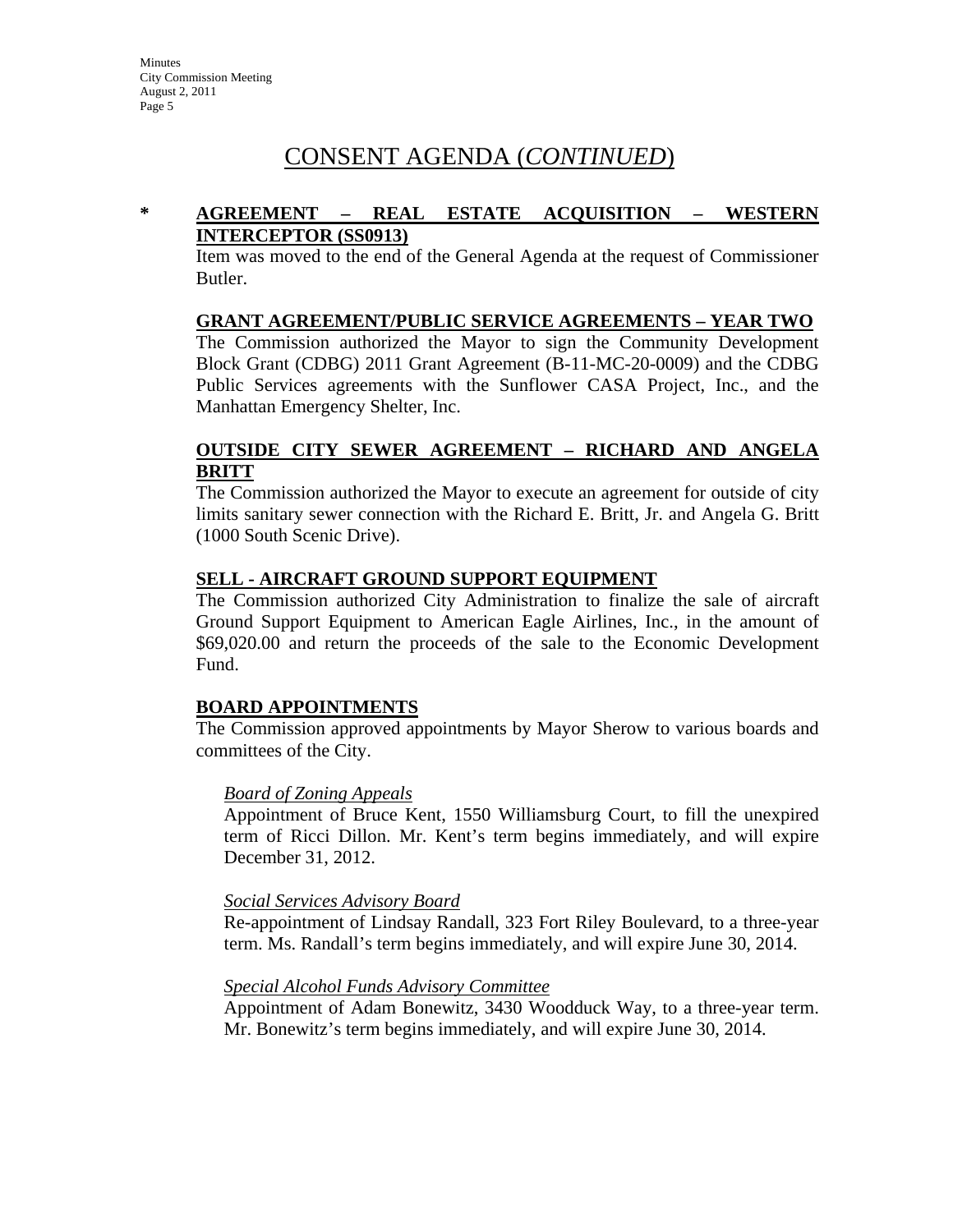# CONSENT AGENDA (*CONTINUED*)

\* **AGREEMENT – REAL ESTATE ACQUISITION – WESTERN INTERCEPTOR (SS0913)**

Item was moved to the end of the General Agenda at the request of Commissioner Butler.

**GRANT AGREEMENT/PUBLIC SERVICE AGREEMENTS – YEAR TWO**

The Commission authorized the Mayor to sign the Community Development Block Grant (CDBG) 2011 Grant Agreement (B-11-MC-20-0009) and the CDBG Public Services agreements with the Sunflower CASA Project, Inc., and the Manhattan Emergency Shelter, Inc.

**OUTSIDE CITY SEWER AGREEMENT – RICHARD AND ANGELA BRITT**

The Commission authorized the Mayor to execute an agreement for outside of city limits sanitary sewer connection with the Richard E. Britt, Jr. and Angela G. Britt (1000 South Scenic Drive).

**SELL - AIRCRAFT GROUND SUPPORT EQUIPMENT**

The Commission authorized City Administration to finalize the sale of aircraft Ground Support Equipment to American Eagle Airlines, Inc., in the amount of $69,020.00 and return the proceeds of the sale to the Economic Development Fund.

**BOARD APPOINTMENTS**

The Commission approved appointments by Mayor Sherow to various boards and committees of the City.

*Board of Zoning Appeals*

Appointment of Bruce Kent, 1550 Williamsburg Court, to fill the unexpired term of Ricci Dillon. Mr. Kent's term begins immediately, and will expire December 31, 2012.

*Social Services Advisory Board*

Re-appointment of Lindsay Randall, 323 Fort Riley Boulevard, to a three-year term. Ms. Randall's term begins immediately, and will expire June 30, 2014.

*Special Alcohol Funds Advisory Committee*

Appointment of Adam Bonewitz, 3430 Woodduck Way, to a three-year term. Mr. Bonewitz's term begins immediately, and will expire June 30, 2014.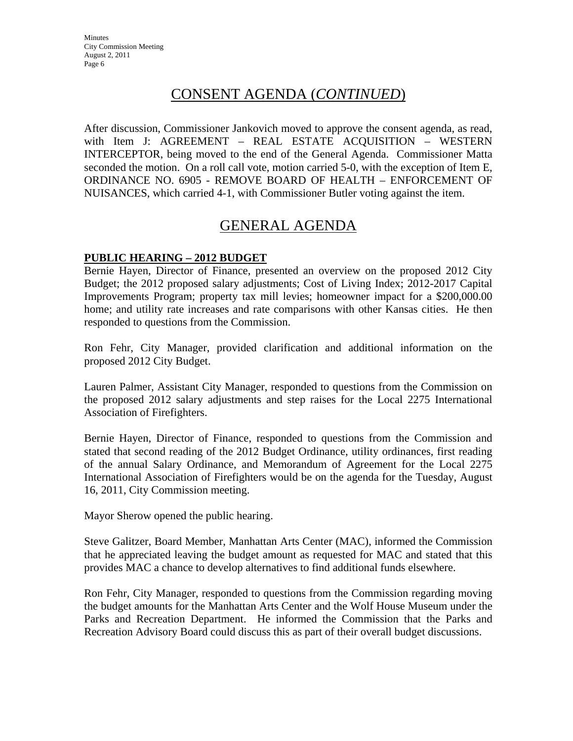## CONSENT AGENDA (*CONTINUED*)

After discussion, Commissioner Jankovich moved to approve the consent agenda, as read, with Item J: AGREEMENT – REAL ESTATE ACQUISITION – WESTERN INTERCEPTOR, being moved to the end of the General Agenda. Commissioner Matta seconded the motion. On a roll call vote, motion carried 5-0, with the exception of Item E, ORDINANCE NO. 6905 - REMOVE BOARD OF HEALTH – ENFORCEMENT OF NUISANCES, which carried 4-1, with Commissioner Butler voting against the item.

## GENERAL AGENDA

**PUBLIC HEARING – 2012 BUDGET**

Bernie Hayen, Director of Finance, presented an overview on the proposed 2012 City Budget; the 2012 proposed salary adjustments; Cost of Living Index; 2012-2017 Capital Improvements Program; property tax mill levies; homeowner impact for a $200,000.00 home; and utility rate increases and rate comparisons with other Kansas cities. He then responded to questions from the Commission.

Ron Fehr, City Manager, provided clarification and additional information on the proposed 2012 City Budget.

Lauren Palmer, Assistant City Manager, responded to questions from the Commission on the proposed 2012 salary adjustments and step raises for the Local 2275 International Association of Firefighters.

Bernie Hayen, Director of Finance, responded to questions from the Commission and stated that second reading of the 2012 Budget Ordinance, utility ordinances, first reading of the annual Salary Ordinance, and Memorandum of Agreement for the Local 2275 International Association of Firefighters would be on the agenda for the Tuesday, August 16, 2011, City Commission meeting.

Mayor Sherow opened the public hearing.

Steve Galitzer, Board Member, Manhattan Arts Center (MAC), informed the Commission that he appreciated leaving the budget amount as requested for MAC and stated that this provides MAC a chance to develop alternatives to find additional funds elsewhere.

Ron Fehr, City Manager, responded to questions from the Commission regarding moving the budget amounts for the Manhattan Arts Center and the Wolf House Museum under the Parks and Recreation Department. He informed the Commission that the Parks and Recreation Advisory Board could discuss this as part of their overall budget discussions.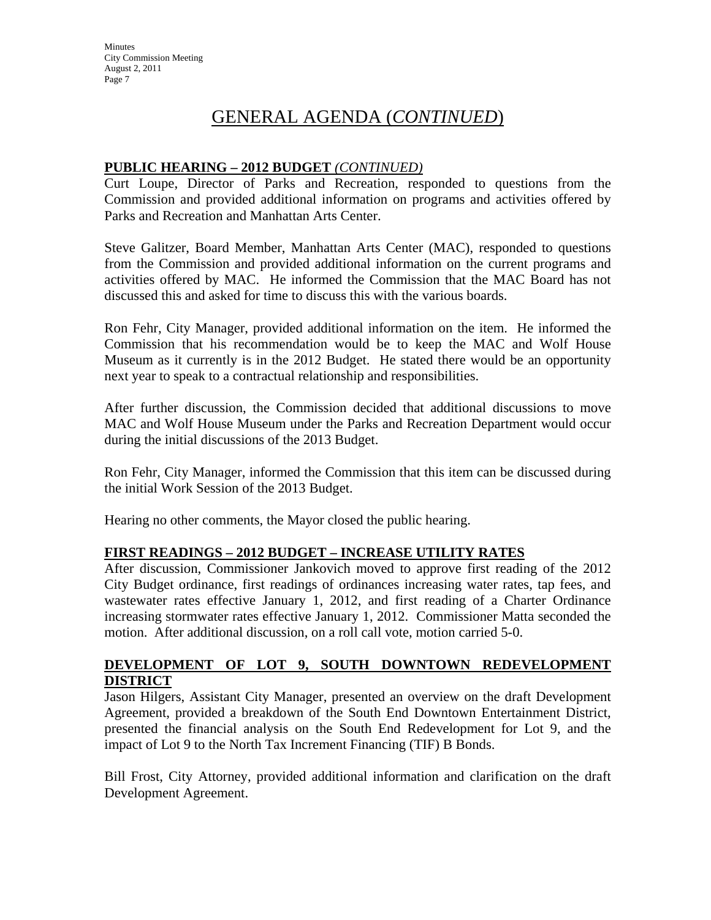# GENERAL AGENDA (*CONTINUED*)

**PUBLIC HEARING – 2012 BUDGET** *(CONTINUED)*

Curt Loupe, Director of Parks and Recreation, responded to questions from the Commission and provided additional information on programs and activities offered by Parks and Recreation and Manhattan Arts Center.

Steve Galitzer, Board Member, Manhattan Arts Center (MAC), responded to questions from the Commission and provided additional information on the current programs and activities offered by MAC. He informed the Commission that the MAC Board has not discussed this and asked for time to discuss this with the various boards.

Ron Fehr, City Manager, provided additional information on the item. He informed the Commission that his recommendation would be to keep the MAC and Wolf House Museum as it currently is in the 2012 Budget. He stated there would be an opportunity next year to speak to a contractual relationship and responsibilities.

After further discussion, the Commission decided that additional discussions to move MAC and Wolf House Museum under the Parks and Recreation Department would occur during the initial discussions of the 2013 Budget.

Ron Fehr, City Manager, informed the Commission that this item can be discussed during the initial Work Session of the 2013 Budget.

Hearing no other comments, the Mayor closed the public hearing.

**FIRST READINGS – 2012 BUDGET – INCREASE UTILITY RATES**

After discussion, Commissioner Jankovich moved to approve first reading of the 2012 City Budget ordinance, first readings of ordinances increasing water rates, tap fees, and wastewater rates effective January 1, 2012, and first reading of a Charter Ordinance increasing stormwater rates effective January 1, 2012. Commissioner Matta seconded the motion. After additional discussion, on a roll call vote, motion carried 5-0.

**DEVELOPMENT OF LOT 9, SOUTH DOWNTOWN REDEVELOPMENT DISTRICT**

Jason Hilgers, Assistant City Manager, presented an overview on the draft Development Agreement, provided a breakdown of the South End Downtown Entertainment District, presented the financial analysis on the South End Redevelopment for Lot 9, and the impact of Lot 9 to the North Tax Increment Financing (TIF) B Bonds.

Bill Frost, City Attorney, provided additional information and clarification on the draft Development Agreement.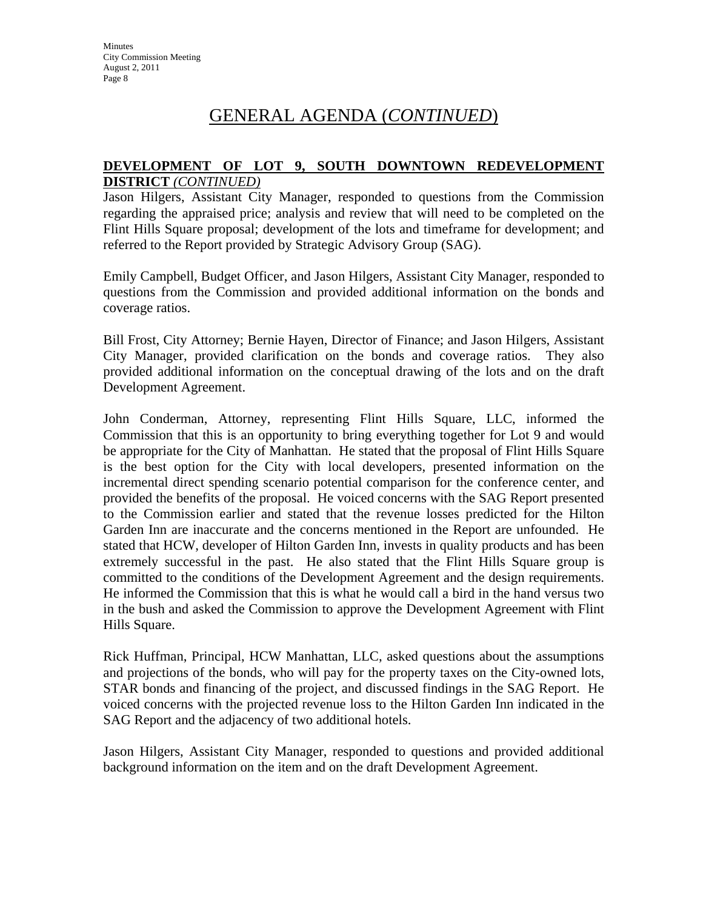# GENERAL AGENDA (*CONTINUED*)

**DEVELOPMENT OF LOT 9, SOUTH DOWNTOWN REDEVELOPMENT DISTRICT** *(CONTINUED)*

Jason Hilgers, Assistant City Manager, responded to questions from the Commission regarding the appraised price; analysis and review that will need to be completed on the Flint Hills Square proposal; development of the lots and timeframe for development; and referred to the Report provided by Strategic Advisory Group (SAG).

Emily Campbell, Budget Officer, and Jason Hilgers, Assistant City Manager, responded to questions from the Commission and provided additional information on the bonds and coverage ratios.

Bill Frost, City Attorney; Bernie Hayen, Director of Finance; and Jason Hilgers, Assistant City Manager, provided clarification on the bonds and coverage ratios. They also provided additional information on the conceptual drawing of the lots and on the draft Development Agreement.

John Conderman, Attorney, representing Flint Hills Square, LLC, informed the Commission that this is an opportunity to bring everything together for Lot 9 and would be appropriate for the City of Manhattan. He stated that the proposal of Flint Hills Square is the best option for the City with local developers, presented information on the incremental direct spending scenario potential comparison for the conference center, and provided the benefits of the proposal. He voiced concerns with the SAG Report presented to the Commission earlier and stated that the revenue losses predicted for the Hilton Garden Inn are inaccurate and the concerns mentioned in the Report are unfounded. He stated that HCW, developer of Hilton Garden Inn, invests in quality products and has been extremely successful in the past. He also stated that the Flint Hills Square group is committed to the conditions of the Development Agreement and the design requirements. He informed the Commission that this is what he would call a bird in the hand versus two in the bush and asked the Commission to approve the Development Agreement with Flint Hills Square.

Rick Huffman, Principal, HCW Manhattan, LLC, asked questions about the assumptions and projections of the bonds, who will pay for the property taxes on the City-owned lots, STAR bonds and financing of the project, and discussed findings in the SAG Report. He voiced concerns with the projected revenue loss to the Hilton Garden Inn indicated in the SAG Report and the adjacency of two additional hotels.

Jason Hilgers, Assistant City Manager, responded to questions and provided additional background information on the item and on the draft Development Agreement.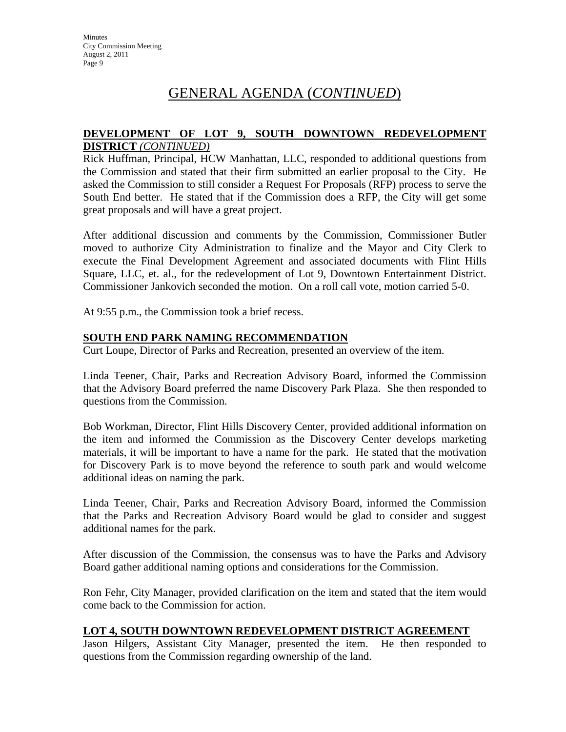# GENERAL AGENDA (*CONTINUED*)

**DEVELOPMENT OF LOT 9, SOUTH DOWNTOWN REDEVELOPMENT DISTRICT** *(CONTINUED)*

Rick Huffman, Principal, HCW Manhattan, LLC, responded to additional questions from the Commission and stated that their firm submitted an earlier proposal to the City. He asked the Commission to still consider a Request For Proposals (RFP) process to serve the South End better. He stated that if the Commission does a RFP, the City will get some great proposals and will have a great project.

After additional discussion and comments by the Commission, Commissioner Butler moved to authorize City Administration to finalize and the Mayor and City Clerk to execute the Final Development Agreement and associated documents with Flint Hills Square, LLC, et. al., for the redevelopment of Lot 9, Downtown Entertainment District. Commissioner Jankovich seconded the motion. On a roll call vote, motion carried 5-0.

At 9:55 p.m., the Commission took a brief recess.

**SOUTH END PARK NAMING RECOMMENDATION**

Curt Loupe, Director of Parks and Recreation, presented an overview of the item.

Linda Teener, Chair, Parks and Recreation Advisory Board, informed the Commission that the Advisory Board preferred the name Discovery Park Plaza. She then responded to questions from the Commission.

Bob Workman, Director, Flint Hills Discovery Center, provided additional information on the item and informed the Commission as the Discovery Center develops marketing materials, it will be important to have a name for the park. He stated that the motivation for Discovery Park is to move beyond the reference to south park and would welcome additional ideas on naming the park.

Linda Teener, Chair, Parks and Recreation Advisory Board, informed the Commission that the Parks and Recreation Advisory Board would be glad to consider and suggest additional names for the park.

After discussion of the Commission, the consensus was to have the Parks and Advisory Board gather additional naming options and considerations for the Commission.

Ron Fehr, City Manager, provided clarification on the item and stated that the item would come back to the Commission for action.

**LOT 4, SOUTH DOWNTOWN REDEVELOPMENT DISTRICT AGREEMENT**

Jason Hilgers, Assistant City Manager, presented the item. He then responded to questions from the Commission regarding ownership of the land.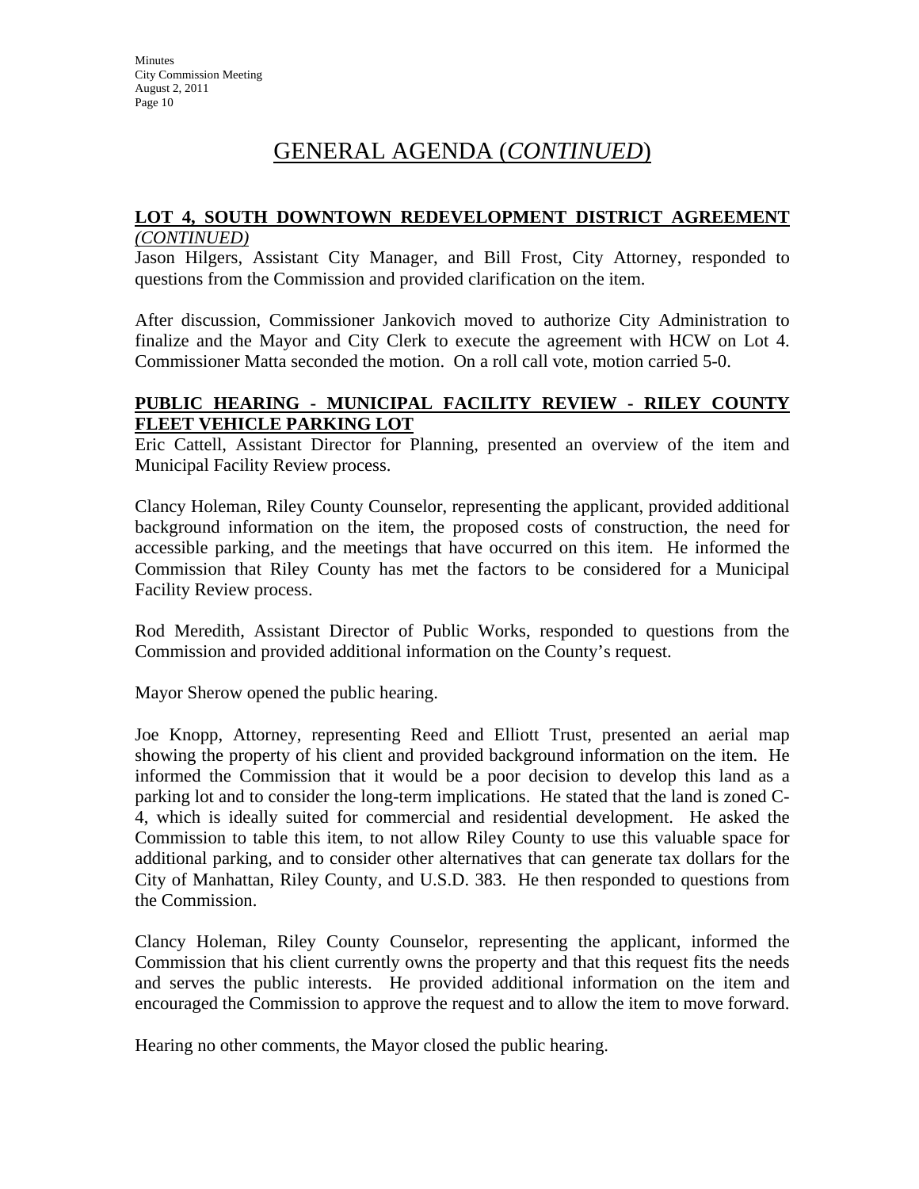# GENERAL AGENDA (*CONTINUED*)

**LOT 4, SOUTH DOWNTOWN REDEVELOPMENT DISTRICT AGREEMENT** *(CONTINUED)*

Jason Hilgers, Assistant City Manager, and Bill Frost, City Attorney, responded to questions from the Commission and provided clarification on the item.

After discussion, Commissioner Jankovich moved to authorize City Administration to finalize and the Mayor and City Clerk to execute the agreement with HCW on Lot 4. Commissioner Matta seconded the motion. On a roll call vote, motion carried 5-0.

**PUBLIC HEARING - MUNICIPAL FACILITY REVIEW - RILEY COUNTY FLEET VEHICLE PARKING LOT**

Eric Cattell, Assistant Director for Planning, presented an overview of the item and Municipal Facility Review process.

Clancy Holeman, Riley County Counselor, representing the applicant, provided additional background information on the item, the proposed costs of construction, the need for accessible parking, and the meetings that have occurred on this item. He informed the Commission that Riley County has met the factors to be considered for a Municipal Facility Review process.

Rod Meredith, Assistant Director of Public Works, responded to questions from the Commission and provided additional information on the County's request.

Mayor Sherow opened the public hearing.

Joe Knopp, Attorney, representing Reed and Elliott Trust, presented an aerial map showing the property of his client and provided background information on the item. He informed the Commission that it would be a poor decision to develop this land as a parking lot and to consider the long-term implications. He stated that the land is zoned C-4, which is ideally suited for commercial and residential development. He asked the Commission to table this item, to not allow Riley County to use this valuable space for additional parking, and to consider other alternatives that can generate tax dollars for the City of Manhattan, Riley County, and U.S.D. 383. He then responded to questions from the Commission.

Clancy Holeman, Riley County Counselor, representing the applicant, informed the Commission that his client currently owns the property and that this request fits the needs and serves the public interests. He provided additional information on the item and encouraged the Commission to approve the request and to allow the item to move forward.

Hearing no other comments, the Mayor closed the public hearing.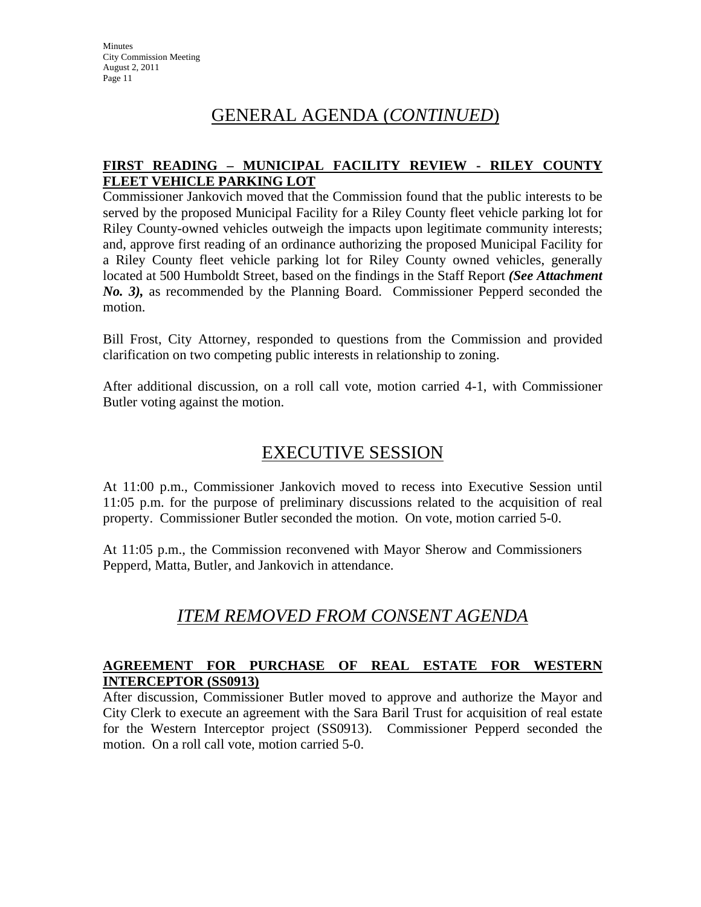# GENERAL AGENDA (*CONTINUED*)

**FIRST READING – MUNICIPAL FACILITY REVIEW - RILEY COUNTY FLEET VEHICLE PARKING LOT**

Commissioner Jankovich moved that the Commission found that the public interests to be served by the proposed Municipal Facility for a Riley County fleet vehicle parking lot for Riley County-owned vehicles outweigh the impacts upon legitimate community interests; and, approve first reading of an ordinance authorizing the proposed Municipal Facility for a Riley County fleet vehicle parking lot for Riley County owned vehicles, generally located at 500 Humboldt Street, based on the findings in the Staff Report ***(See Attachment No. 3),*** as recommended by the Planning Board. Commissioner Pepperd seconded the motion.

Bill Frost, City Attorney, responded to questions from the Commission and provided clarification on two competing public interests in relationship to zoning.

After additional discussion, on a roll call vote, motion carried 4-1, with Commissioner Butler voting against the motion.

# EXECUTIVE SESSION

At 11:00 p.m., Commissioner Jankovich moved to recess into Executive Session until 11:05 p.m. for the purpose of preliminary discussions related to the acquisition of real property. Commissioner Butler seconded the motion. On vote, motion carried 5-0.

At 11:05 p.m., the Commission reconvened with Mayor Sherow and Commissioners Pepperd, Matta, Butler, and Jankovich in attendance.

# *ITEM REMOVED FROM CONSENT AGENDA*

**AGREEMENT FOR PURCHASE OF REAL ESTATE FOR WESTERN INTERCEPTOR (SS0913)**

After discussion, Commissioner Butler moved to approve and authorize the Mayor and City Clerk to execute an agreement with the Sara Baril Trust for acquisition of real estate for the Western Interceptor project (SS0913). Commissioner Pepperd seconded the motion. On a roll call vote, motion carried 5-0.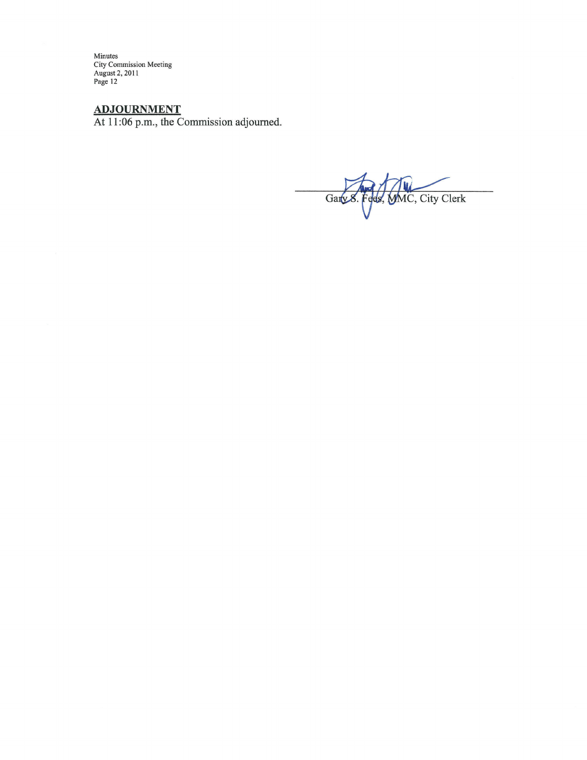## ADJOURNMENT

At 11:06 p.m., the Commission adjourned.

Gary S. Fees, MMC, City Clerk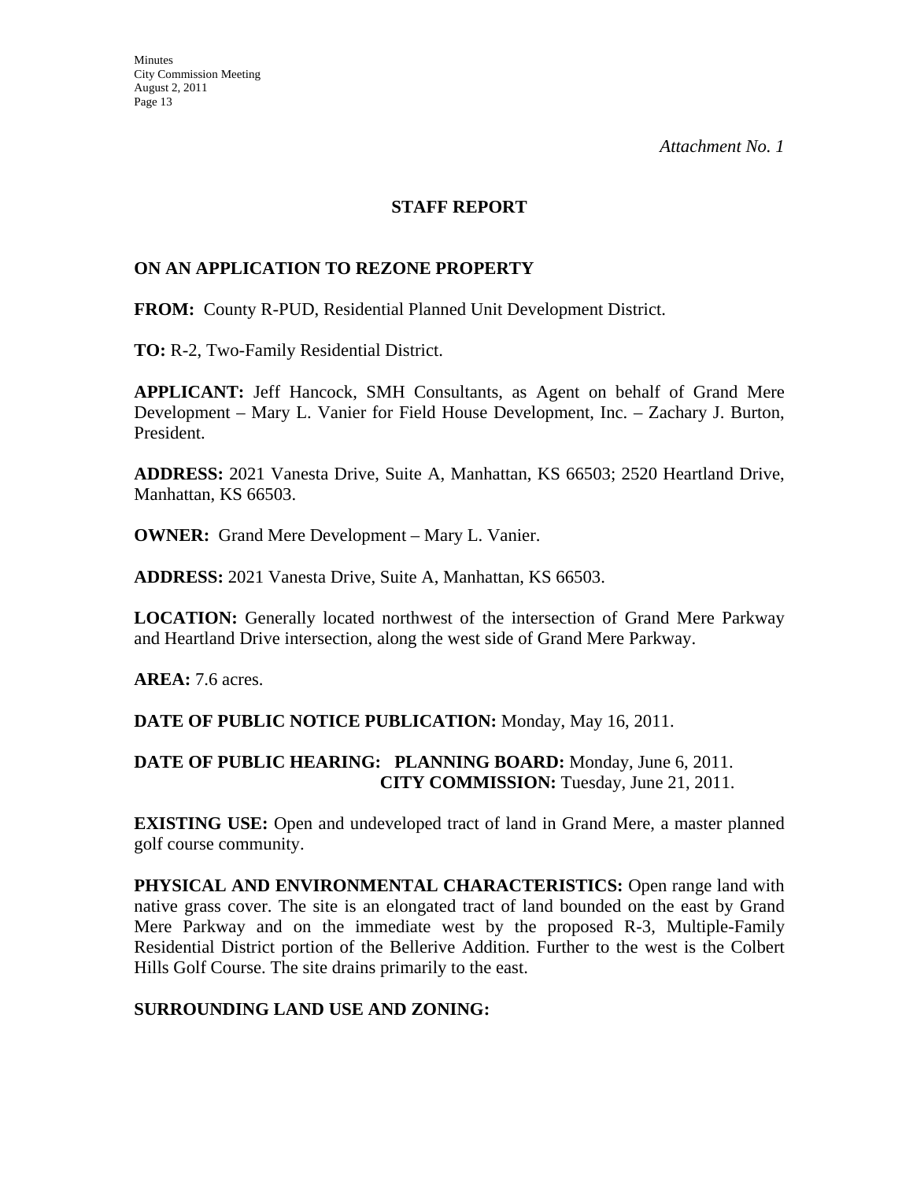*Attachment No. 1*

## STAFF REPORT

### ON AN APPLICATION TO REZONE PROPERTY

**FROM:** County R-PUD, Residential Planned Unit Development District.

**TO:** R-2, Two-Family Residential District.

**APPLICANT:** Jeff Hancock, SMH Consultants, as Agent on behalf of Grand Mere Development – Mary L. Vanier for Field House Development, Inc. – Zachary J. Burton, President.

**ADDRESS:** 2021 Vanesta Drive, Suite A, Manhattan, KS 66503; 2520 Heartland Drive, Manhattan, KS 66503.

**OWNER:** Grand Mere Development – Mary L. Vanier.

**ADDRESS:** 2021 Vanesta Drive, Suite A, Manhattan, KS 66503.

**LOCATION:** Generally located northwest of the intersection of Grand Mere Parkway and Heartland Drive intersection, along the west side of Grand Mere Parkway.

**AREA:** 7.6 acres.

**DATE OF PUBLIC NOTICE PUBLICATION:** Monday, May 16, 2011.

**DATE OF PUBLIC HEARING: PLANNING BOARD:** Monday, June 6, 2011.
**CITY COMMISSION:** Tuesday, June 21, 2011.

**EXISTING USE:** Open and undeveloped tract of land in Grand Mere, a master planned golf course community.

**PHYSICAL AND ENVIRONMENTAL CHARACTERISTICS:** Open range land with native grass cover. The site is an elongated tract of land bounded on the east by Grand Mere Parkway and on the immediate west by the proposed R-3, Multiple-Family Residential District portion of the Bellerive Addition. Further to the west is the Colbert Hills Golf Course. The site drains primarily to the east.

**SURROUNDING LAND USE AND ZONING:**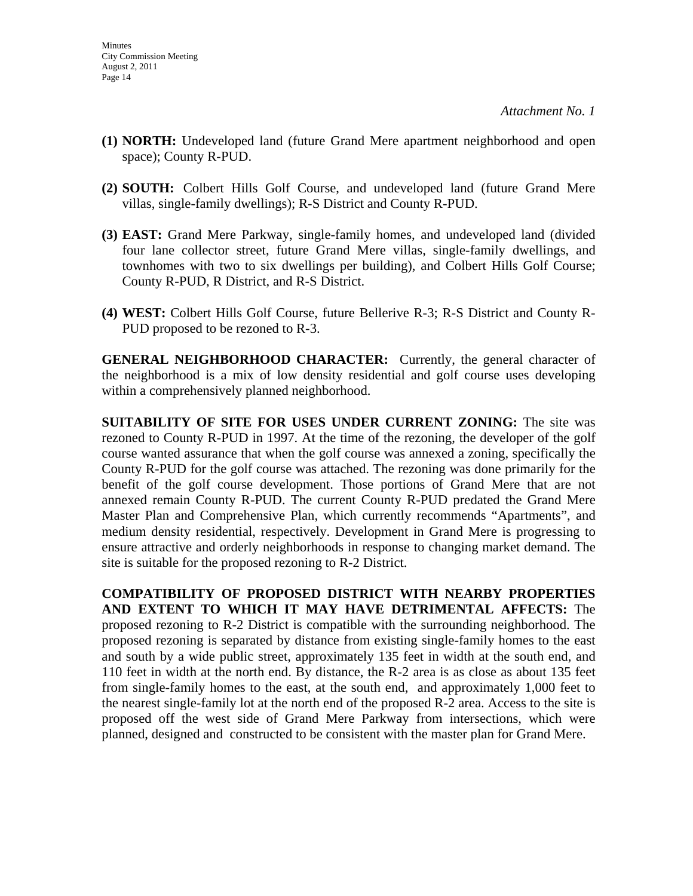*Attachment No. 1*

**(1) NORTH:** Undeveloped land (future Grand Mere apartment neighborhood and open space); County R-PUD.

**(2) SOUTH:** Colbert Hills Golf Course, and undeveloped land (future Grand Mere villas, single-family dwellings); R-S District and County R-PUD.

**(3) EAST:** Grand Mere Parkway, single-family homes, and undeveloped land (divided four lane collector street, future Grand Mere villas, single-family dwellings, and townhomes with two to six dwellings per building), and Colbert Hills Golf Course; County R-PUD, R District, and R-S District.

**(4) WEST:** Colbert Hills Golf Course, future Bellerive R-3; R-S District and County R-PUD proposed to be rezoned to R-3.

**GENERAL NEIGHBORHOOD CHARACTER:** Currently, the general character of the neighborhood is a mix of low density residential and golf course uses developing within a comprehensively planned neighborhood.

**SUITABILITY OF SITE FOR USES UNDER CURRENT ZONING:** The site was rezoned to County R-PUD in 1997. At the time of the rezoning, the developer of the golf course wanted assurance that when the golf course was annexed a zoning, specifically the County R-PUD for the golf course was attached. The rezoning was done primarily for the benefit of the golf course development. Those portions of Grand Mere that are not annexed remain County R-PUD. The current County R-PUD predated the Grand Mere Master Plan and Comprehensive Plan, which currently recommends "Apartments", and medium density residential, respectively. Development in Grand Mere is progressing to ensure attractive and orderly neighborhoods in response to changing market demand. The site is suitable for the proposed rezoning to R-2 District.

**COMPATIBILITY OF PROPOSED DISTRICT WITH NEARBY PROPERTIES AND EXTENT TO WHICH IT MAY HAVE DETRIMENTAL AFFECTS:** The proposed rezoning to R-2 District is compatible with the surrounding neighborhood. The proposed rezoning is separated by distance from existing single-family homes to the east and south by a wide public street, approximately 135 feet in width at the south end, and 110 feet in width at the north end. By distance, the R-2 area is as close as about 135 feet from single-family homes to the east, at the south end, and approximately 1,000 feet to the nearest single-family lot at the north end of the proposed R-2 area. Access to the site is proposed off the west side of Grand Mere Parkway from intersections, which were planned, designed and constructed to be consistent with the master plan for Grand Mere.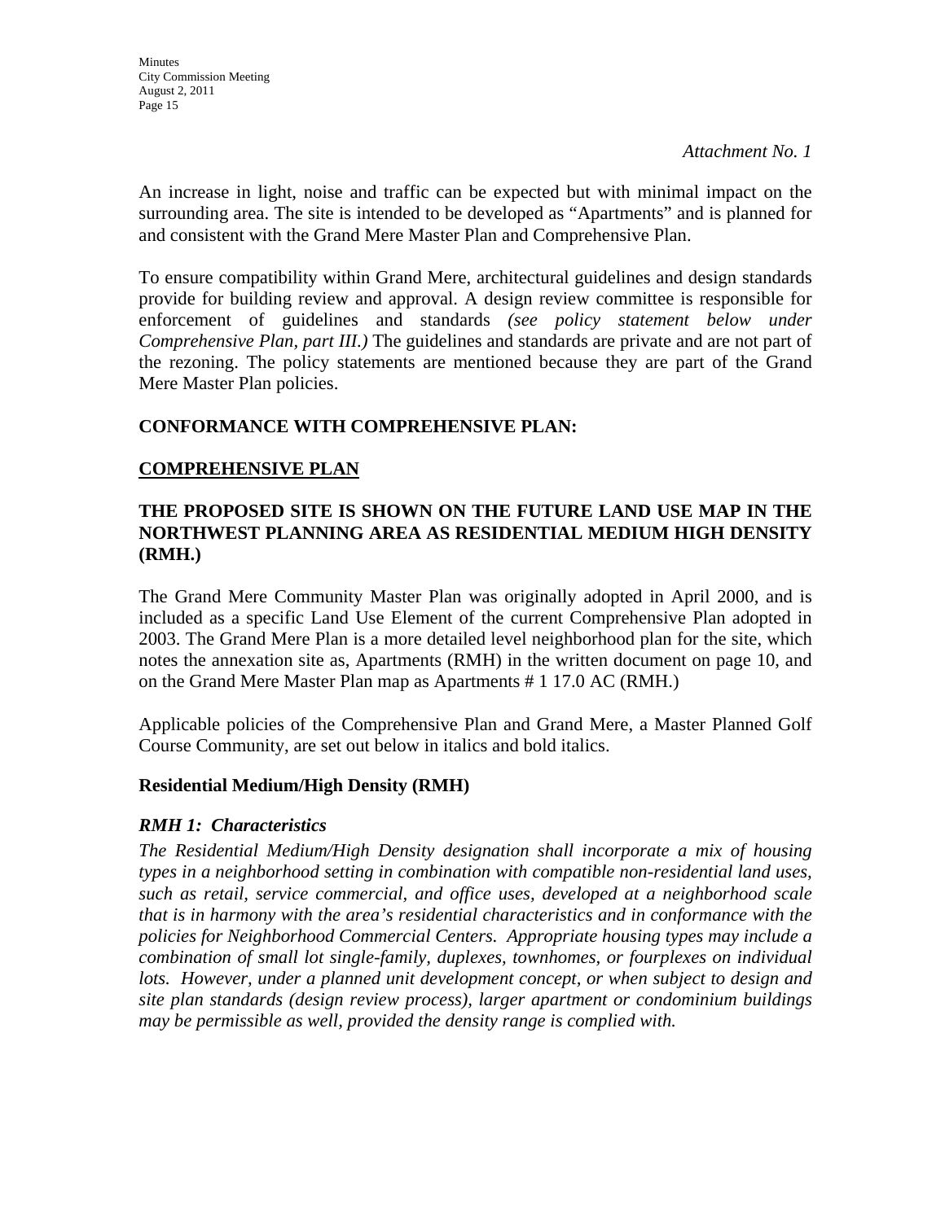*Attachment No. 1*

An increase in light, noise and traffic can be expected but with minimal impact on the surrounding area. The site is intended to be developed as "Apartments" and is planned for and consistent with the Grand Mere Master Plan and Comprehensive Plan.

To ensure compatibility within Grand Mere, architectural guidelines and design standards provide for building review and approval. A design review committee is responsible for enforcement of guidelines and standards *(see policy statement below under Comprehensive Plan, part III.)* The guidelines and standards are private and are not part of the rezoning. The policy statements are mentioned because they are part of the Grand Mere Master Plan policies.

**CONFORMANCE WITH COMPREHENSIVE PLAN:**

**COMPREHENSIVE PLAN**

**THE PROPOSED SITE IS SHOWN ON THE FUTURE LAND USE MAP IN THE NORTHWEST PLANNING AREA AS RESIDENTIAL MEDIUM HIGH DENSITY (RMH.)**

The Grand Mere Community Master Plan was originally adopted in April 2000, and is included as a specific Land Use Element of the current Comprehensive Plan adopted in 2003. The Grand Mere Plan is a more detailed level neighborhood plan for the site, which notes the annexation site as, Apartments (RMH) in the written document on page 10, and on the Grand Mere Master Plan map as Apartments # 1 17.0 AC (RMH.)

Applicable policies of the Comprehensive Plan and Grand Mere, a Master Planned Golf Course Community, are set out below in italics and bold italics.

**Residential Medium/High Density (RMH)**

***RMH 1: Characteristics***

*The Residential Medium/High Density designation shall incorporate a mix of housing types in a neighborhood setting in combination with compatible non-residential land uses, such as retail, service commercial, and office uses, developed at a neighborhood scale that is in harmony with the area's residential characteristics and in conformance with the policies for Neighborhood Commercial Centers. Appropriate housing types may include a combination of small lot single-family, duplexes, townhomes, or fourplexes on individual lots. However, under a planned unit development concept, or when subject to design and site plan standards (design review process), larger apartment or condominium buildings may be permissible as well, provided the density range is complied with.*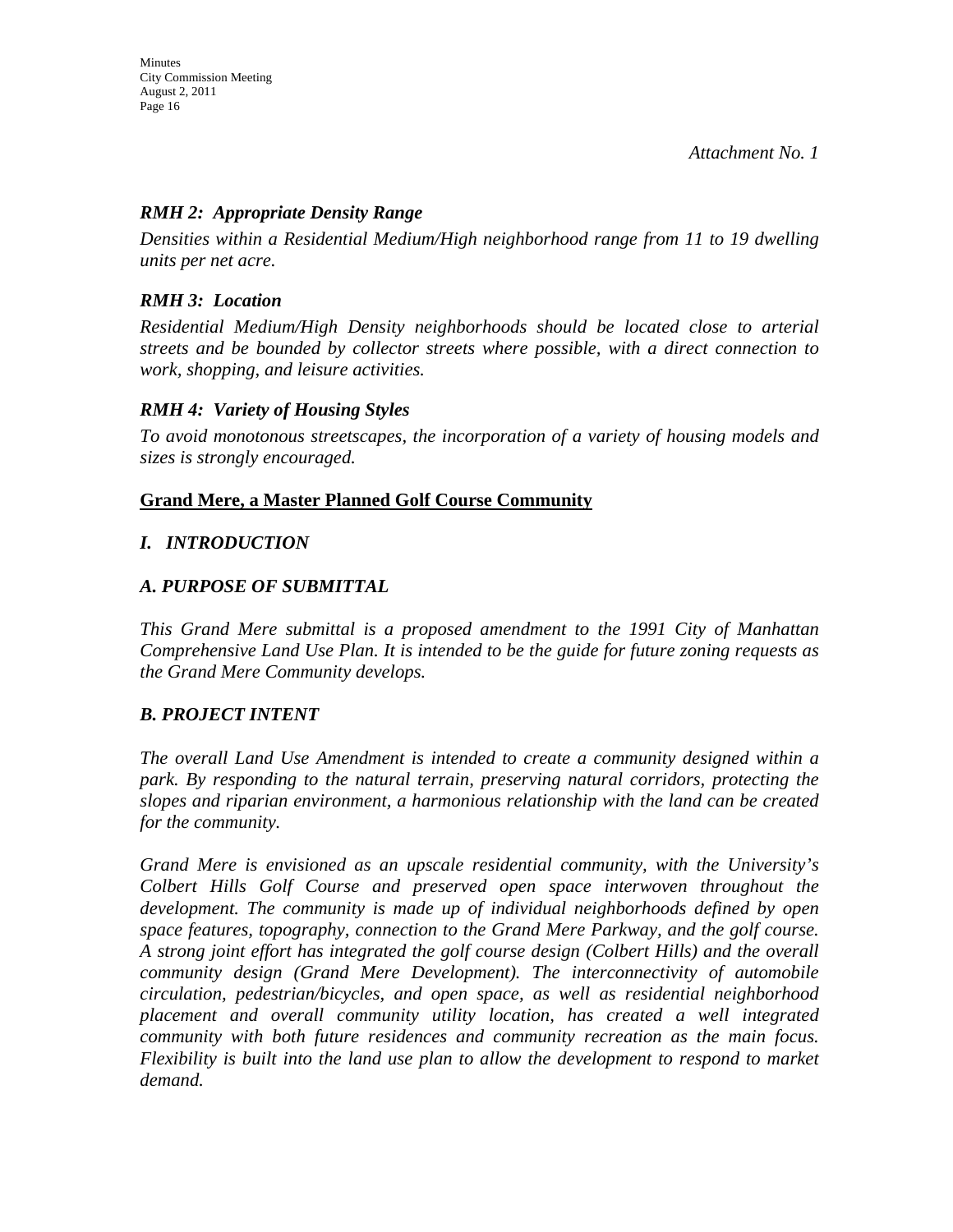*Attachment No. 1*

### *RMH 2: Appropriate Density Range*

*Densities within a Residential Medium/High neighborhood range from 11 to 19 dwelling units per net acre.*

### *RMH 3: Location*

*Residential Medium/High Density neighborhoods should be located close to arterial streets and be bounded by collector streets where possible, with a direct connection to work, shopping, and leisure activities.*

### *RMH 4: Variety of Housing Styles*

*To avoid monotonous streetscapes, the incorporation of a variety of housing models and sizes is strongly encouraged.*

## **Grand Mere, a Master Planned Golf Course Community**

### *I. INTRODUCTION*

### *A. PURPOSE OF SUBMITTAL*

*This Grand Mere submittal is a proposed amendment to the 1991 City of Manhattan Comprehensive Land Use Plan. It is intended to be the guide for future zoning requests as the Grand Mere Community develops.*

### *B. PROJECT INTENT*

*The overall Land Use Amendment is intended to create a community designed within a park. By responding to the natural terrain, preserving natural corridors, protecting the slopes and riparian environment, a harmonious relationship with the land can be created for the community.*

*Grand Mere is envisioned as an upscale residential community, with the University's Colbert Hills Golf Course and preserved open space interwoven throughout the development. The community is made up of individual neighborhoods defined by open space features, topography, connection to the Grand Mere Parkway, and the golf course. A strong joint effort has integrated the golf course design (Colbert Hills) and the overall community design (Grand Mere Development). The interconnectivity of automobile circulation, pedestrian/bicycles, and open space, as well as residential neighborhood placement and overall community utility location, has created a well integrated community with both future residences and community recreation as the main focus. Flexibility is built into the land use plan to allow the development to respond to market demand.*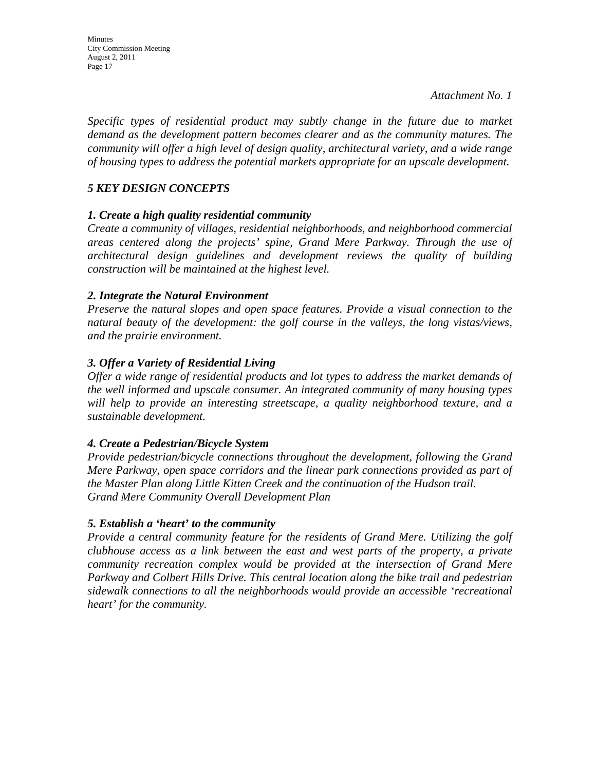*Attachment No. 1*

*Specific types of residential product may subtly change in the future due to market demand as the development pattern becomes clearer and as the community matures. The community will offer a high level of design quality, architectural variety, and a wide range of housing types to address the potential markets appropriate for an upscale development.*

### *5 KEY DESIGN CONCEPTS*

***1. Create a high quality residential community***
*Create a community of villages, residential neighborhoods, and neighborhood commercial areas centered along the projects' spine, Grand Mere Parkway. Through the use of architectural design guidelines and development reviews the quality of building construction will be maintained at the highest level.*

***2. Integrate the Natural Environment***
*Preserve the natural slopes and open space features. Provide a visual connection to the natural beauty of the development: the golf course in the valleys, the long vistas/views, and the prairie environment.*

***3. Offer a Variety of Residential Living***
*Offer a wide range of residential products and lot types to address the market demands of the well informed and upscale consumer. An integrated community of many housing types will help to provide an interesting streetscape, a quality neighborhood texture, and a sustainable development.*

***4. Create a Pedestrian/Bicycle System***
*Provide pedestrian/bicycle connections throughout the development, following the Grand Mere Parkway, open space corridors and the linear park connections provided as part of the Master Plan along Little Kitten Creek and the continuation of the Hudson trail.*
*Grand Mere Community Overall Development Plan*

***5. Establish a 'heart' to the community***
*Provide a central community feature for the residents of Grand Mere. Utilizing the golf clubhouse access as a link between the east and west parts of the property, a private community recreation complex would be provided at the intersection of Grand Mere Parkway and Colbert Hills Drive. This central location along the bike trail and pedestrian sidewalk connections to all the neighborhoods would provide an accessible 'recreational heart' for the community.*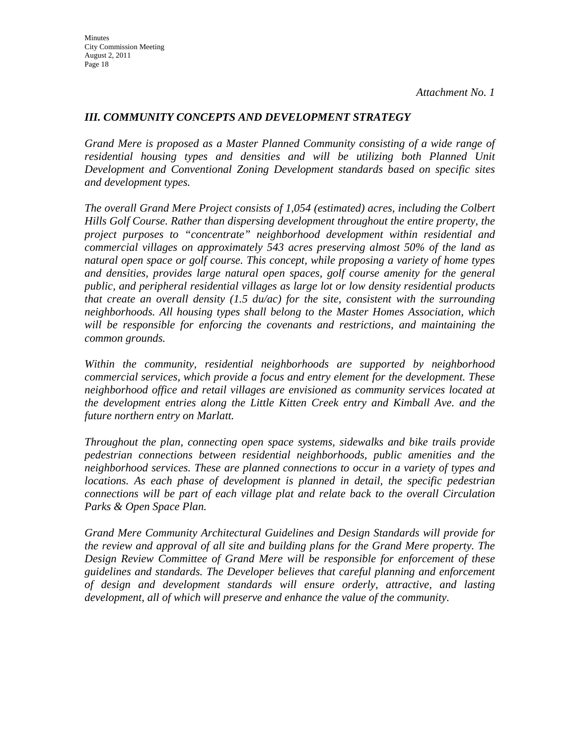*Attachment No. 1*

### *III. COMMUNITY CONCEPTS AND DEVELOPMENT STRATEGY*

*Grand Mere is proposed as a Master Planned Community consisting of a wide range of residential housing types and densities and will be utilizing both Planned Unit Development and Conventional Zoning Development standards based on specific sites and development types.*

*The overall Grand Mere Project consists of 1,054 (estimated) acres, including the Colbert Hills Golf Course. Rather than dispersing development throughout the entire property, the project purposes to "concentrate" neighborhood development within residential and commercial villages on approximately 543 acres preserving almost 50% of the land as natural open space or golf course. This concept, while proposing a variety of home types and densities, provides large natural open spaces, golf course amenity for the general public, and peripheral residential villages as large lot or low density residential products that create an overall density (1.5 du/ac) for the site, consistent with the surrounding neighborhoods. All housing types shall belong to the Master Homes Association, which will be responsible for enforcing the covenants and restrictions, and maintaining the common grounds.*

*Within the community, residential neighborhoods are supported by neighborhood commercial services, which provide a focus and entry element for the development. These neighborhood office and retail villages are envisioned as community services located at the development entries along the Little Kitten Creek entry and Kimball Ave. and the future northern entry on Marlatt.*

*Throughout the plan, connecting open space systems, sidewalks and bike trails provide pedestrian connections between residential neighborhoods, public amenities and the neighborhood services. These are planned connections to occur in a variety of types and locations. As each phase of development is planned in detail, the specific pedestrian connections will be part of each village plat and relate back to the overall Circulation Parks & Open Space Plan.*

*Grand Mere Community Architectural Guidelines and Design Standards will provide for the review and approval of all site and building plans for the Grand Mere property. The Design Review Committee of Grand Mere will be responsible for enforcement of these guidelines and standards. The Developer believes that careful planning and enforcement of design and development standards will ensure orderly, attractive, and lasting development, all of which will preserve and enhance the value of the community.*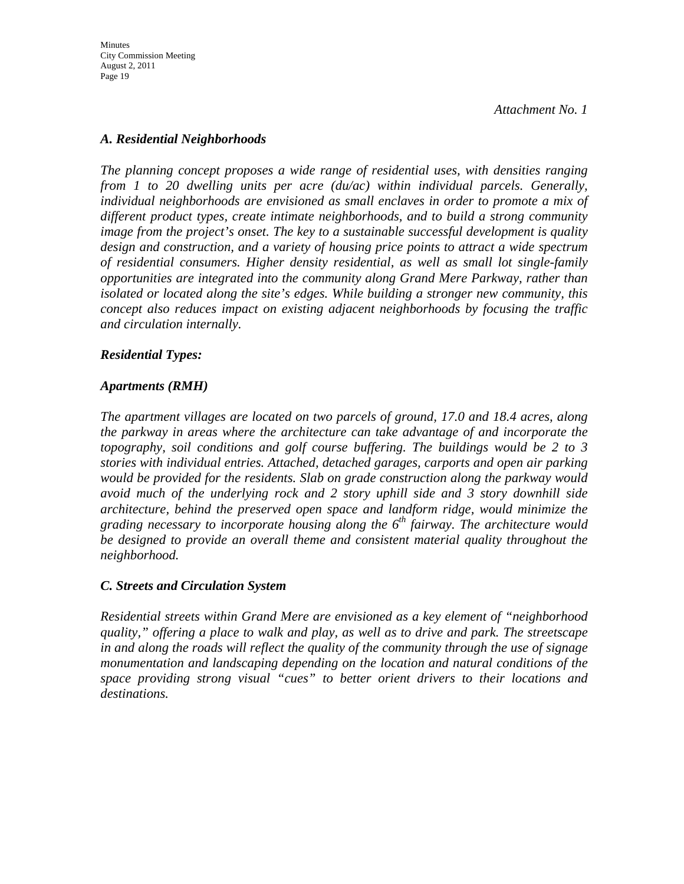*Attachment No. 1*

### *A. Residential Neighborhoods*

*The planning concept proposes a wide range of residential uses, with densities ranging from 1 to 20 dwelling units per acre (du/ac) within individual parcels. Generally, individual neighborhoods are envisioned as small enclaves in order to promote a mix of different product types, create intimate neighborhoods, and to build a strong community image from the project's onset. The key to a sustainable successful development is quality design and construction, and a variety of housing price points to attract a wide spectrum of residential consumers. Higher density residential, as well as small lot single-family opportunities are integrated into the community along Grand Mere Parkway, rather than isolated or located along the site's edges. While building a stronger new community, this concept also reduces impact on existing adjacent neighborhoods by focusing the traffic and circulation internally.*

### *Residential Types:*

### *Apartments (RMH)*

*The apartment villages are located on two parcels of ground, 17.0 and 18.4 acres, along the parkway in areas where the architecture can take advantage of and incorporate the topography, soil conditions and golf course buffering. The buildings would be 2 to 3 stories with individual entries. Attached, detached garages, carports and open air parking would be provided for the residents. Slab on grade construction along the parkway would avoid much of the underlying rock and 2 story uphill side and 3 story downhill side architecture, behind the preserved open space and landform ridge, would minimize the grading necessary to incorporate housing along the 6th fairway. The architecture would be designed to provide an overall theme and consistent material quality throughout the neighborhood.*

### *C. Streets and Circulation System*

*Residential streets within Grand Mere are envisioned as a key element of "neighborhood quality," offering a place to walk and play, as well as to drive and park. The streetscape in and along the roads will reflect the quality of the community through the use of signage monumentation and landscaping depending on the location and natural conditions of the space providing strong visual "cues" to better orient drivers to their locations and destinations.*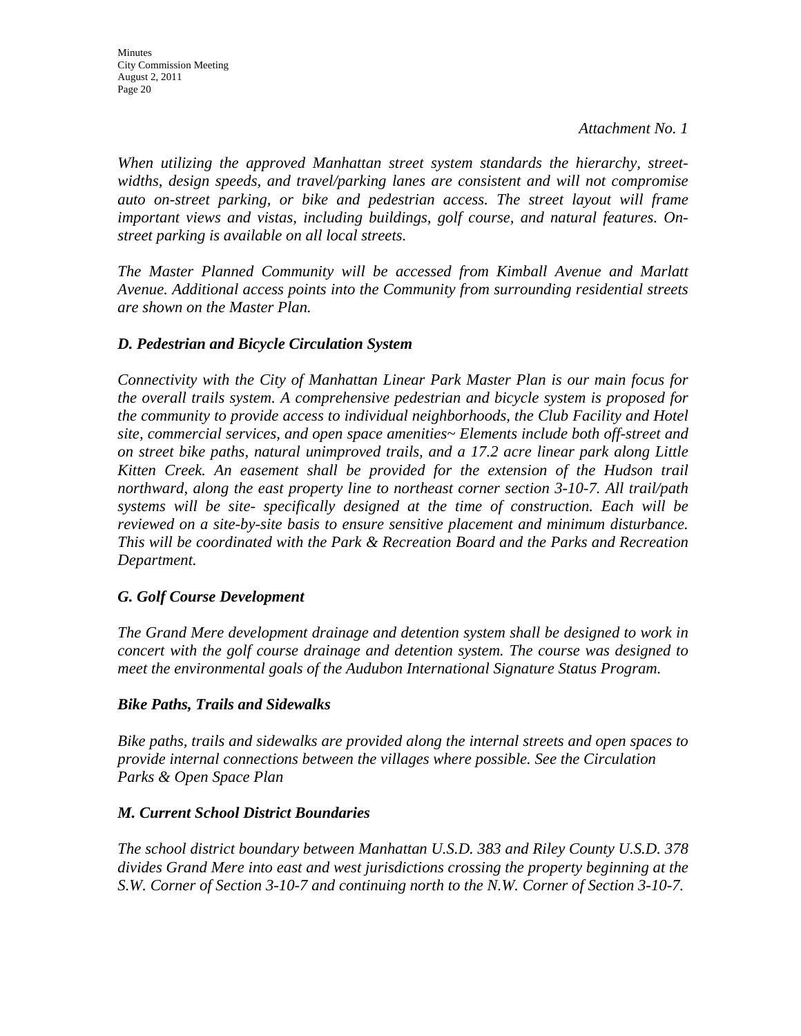*Attachment No. 1*

*When utilizing the approved Manhattan street system standards the hierarchy, street-widths, design speeds, and travel/parking lanes are consistent and will not compromise auto on-street parking, or bike and pedestrian access. The street layout will frame important views and vistas, including buildings, golf course, and natural features. On-street parking is available on all local streets.*

*The Master Planned Community will be accessed from Kimball Avenue and Marlatt Avenue. Additional access points into the Community from surrounding residential streets are shown on the Master Plan.*

### *D. Pedestrian and Bicycle Circulation System*

*Connectivity with the City of Manhattan Linear Park Master Plan is our main focus for the overall trails system. A comprehensive pedestrian and bicycle system is proposed for the community to provide access to individual neighborhoods, the Club Facility and Hotel site, commercial services, and open space amenities~ Elements include both off-street and on street bike paths, natural unimproved trails, and a 17.2 acre linear park along Little Kitten Creek. An easement shall be provided for the extension of the Hudson trail northward, along the east property line to northeast corner section 3-10-7. All trail/path systems will be site- specifically designed at the time of construction. Each will be reviewed on a site-by-site basis to ensure sensitive placement and minimum disturbance. This will be coordinated with the Park & Recreation Board and the Parks and Recreation Department.*

### *G. Golf Course Development*

*The Grand Mere development drainage and detention system shall be designed to work in concert with the golf course drainage and detention system. The course was designed to meet the environmental goals of the Audubon International Signature Status Program.*

### *Bike Paths, Trails and Sidewalks*

*Bike paths, trails and sidewalks are provided along the internal streets and open spaces to provide internal connections between the villages where possible. See the Circulation Parks & Open Space Plan*

### *M. Current School District Boundaries*

*The school district boundary between Manhattan U.S.D. 383 and Riley County U.S.D. 378 divides Grand Mere into east and west jurisdictions crossing the property beginning at the S.W. Corner of Section 3-10-7 and continuing north to the N.W. Corner of Section 3-10-7.*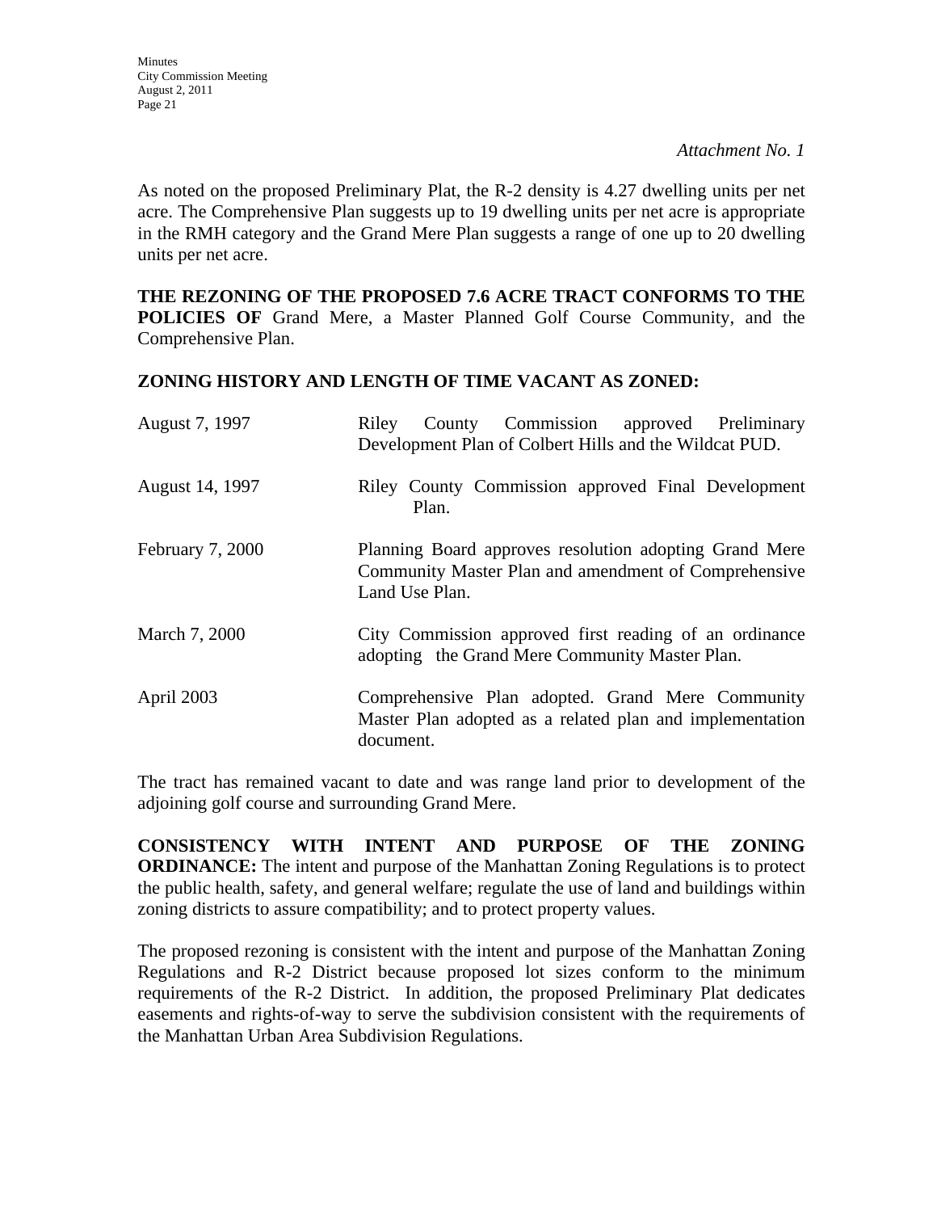*Attachment No. 1*

As noted on the proposed Preliminary Plat, the R-2 density is 4.27 dwelling units per net acre. The Comprehensive Plan suggests up to 19 dwelling units per net acre is appropriate in the RMH category and the Grand Mere Plan suggests a range of one up to 20 dwelling units per net acre.

**THE REZONING OF THE PROPOSED 7.6 ACRE TRACT CONFORMS TO THE POLICIES OF** Grand Mere, a Master Planned Golf Course Community, and the Comprehensive Plan.

**ZONING HISTORY AND LENGTH OF TIME VACANT AS ZONED:**

| | |
|---|---|
| August 7, 1997 | Riley County Commission approved Preliminary Development Plan of Colbert Hills and the Wildcat PUD. |
| August 14, 1997 | Riley County Commission approved Final Development Plan. |
| February 7, 2000 | Planning Board approves resolution adopting Grand Mere Community Master Plan and amendment of Comprehensive Land Use Plan. |
| March 7, 2000 | City Commission approved first reading of an ordinance adopting the Grand Mere Community Master Plan. |
| April 2003 | Comprehensive Plan adopted. Grand Mere Community Master Plan adopted as a related plan and implementation document. |

The tract has remained vacant to date and was range land prior to development of the adjoining golf course and surrounding Grand Mere.

**CONSISTENCY WITH INTENT AND PURPOSE OF THE ZONING ORDINANCE:** The intent and purpose of the Manhattan Zoning Regulations is to protect the public health, safety, and general welfare; regulate the use of land and buildings within zoning districts to assure compatibility; and to protect property values.

The proposed rezoning is consistent with the intent and purpose of the Manhattan Zoning Regulations and R-2 District because proposed lot sizes conform to the minimum requirements of the R-2 District. In addition, the proposed Preliminary Plat dedicates easements and rights-of-way to serve the subdivision consistent with the requirements of the Manhattan Urban Area Subdivision Regulations.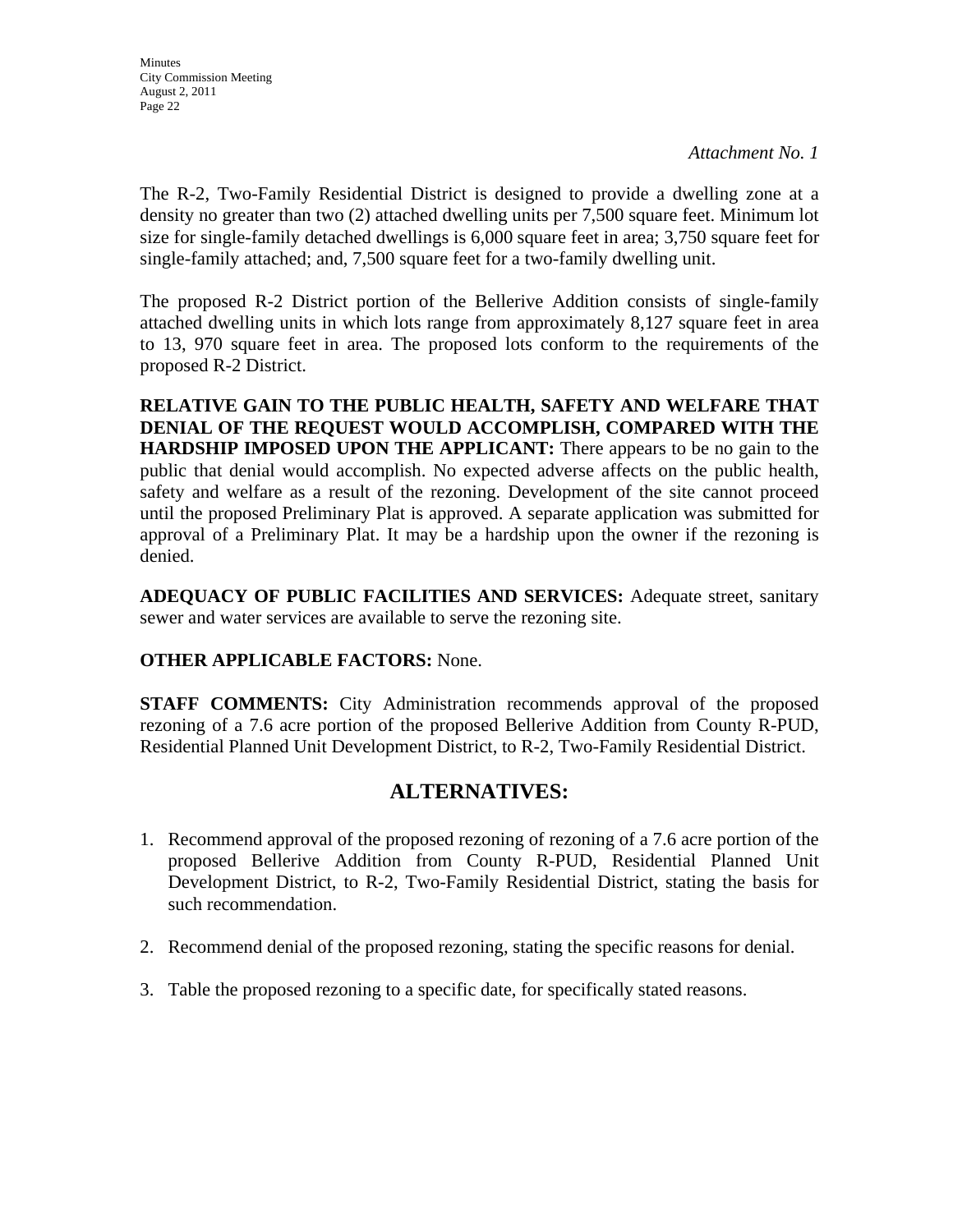*Attachment No. 1*

The R-2, Two-Family Residential District is designed to provide a dwelling zone at a density no greater than two (2) attached dwelling units per 7,500 square feet. Minimum lot size for single-family detached dwellings is 6,000 square feet in area; 3,750 square feet for single-family attached; and, 7,500 square feet for a two-family dwelling unit.

The proposed R-2 District portion of the Bellerive Addition consists of single-family attached dwelling units in which lots range from approximately 8,127 square feet in area to 13, 970 square feet in area. The proposed lots conform to the requirements of the proposed R-2 District.

**RELATIVE GAIN TO THE PUBLIC HEALTH, SAFETY AND WELFARE THAT DENIAL OF THE REQUEST WOULD ACCOMPLISH, COMPARED WITH THE HARDSHIP IMPOSED UPON THE APPLICANT:** There appears to be no gain to the public that denial would accomplish. No expected adverse affects on the public health, safety and welfare as a result of the rezoning. Development of the site cannot proceed until the proposed Preliminary Plat is approved. A separate application was submitted for approval of a Preliminary Plat. It may be a hardship upon the owner if the rezoning is denied.

**ADEQUACY OF PUBLIC FACILITIES AND SERVICES:** Adequate street, sanitary sewer and water services are available to serve the rezoning site.

**OTHER APPLICABLE FACTORS:** None.

**STAFF COMMENTS:** City Administration recommends approval of the proposed rezoning of a 7.6 acre portion of the proposed Bellerive Addition from County R-PUD, Residential Planned Unit Development District, to R-2, Two-Family Residential District.

## ALTERNATIVES:

1. Recommend approval of the proposed rezoning of rezoning of a 7.6 acre portion of the proposed Bellerive Addition from County R-PUD, Residential Planned Unit Development District, to R-2, Two-Family Residential District, stating the basis for such recommendation.

2. Recommend denial of the proposed rezoning, stating the specific reasons for denial.

3. Table the proposed rezoning to a specific date, for specifically stated reasons.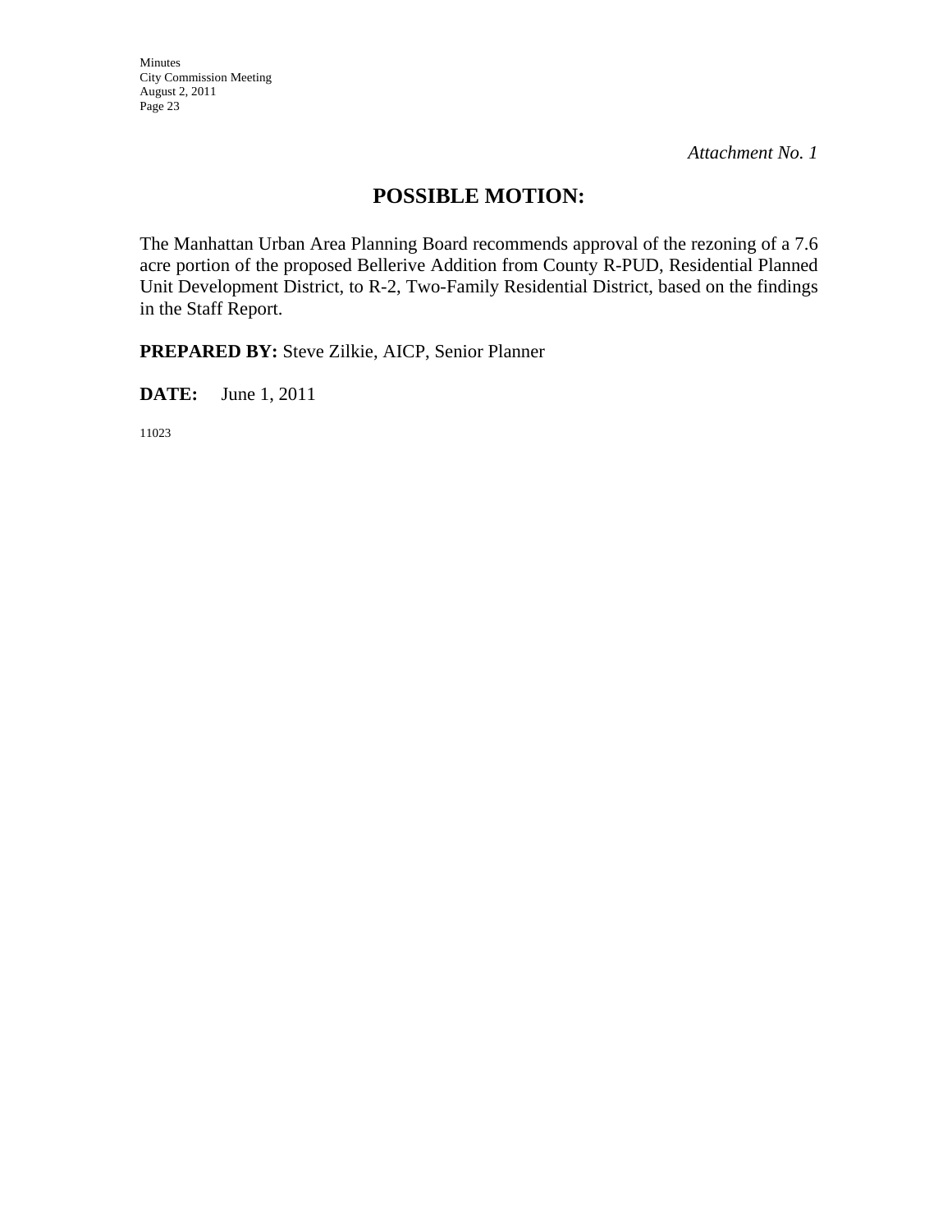*Attachment No. 1*

## POSSIBLE MOTION:

The Manhattan Urban Area Planning Board recommends approval of the rezoning of a 7.6 acre portion of the proposed Bellerive Addition from County R-PUD, Residential Planned Unit Development District, to R-2, Two-Family Residential District, based on the findings in the Staff Report.

**PREPARED BY:** Steve Zilkie, AICP, Senior Planner

**DATE:** June 1, 2011

11023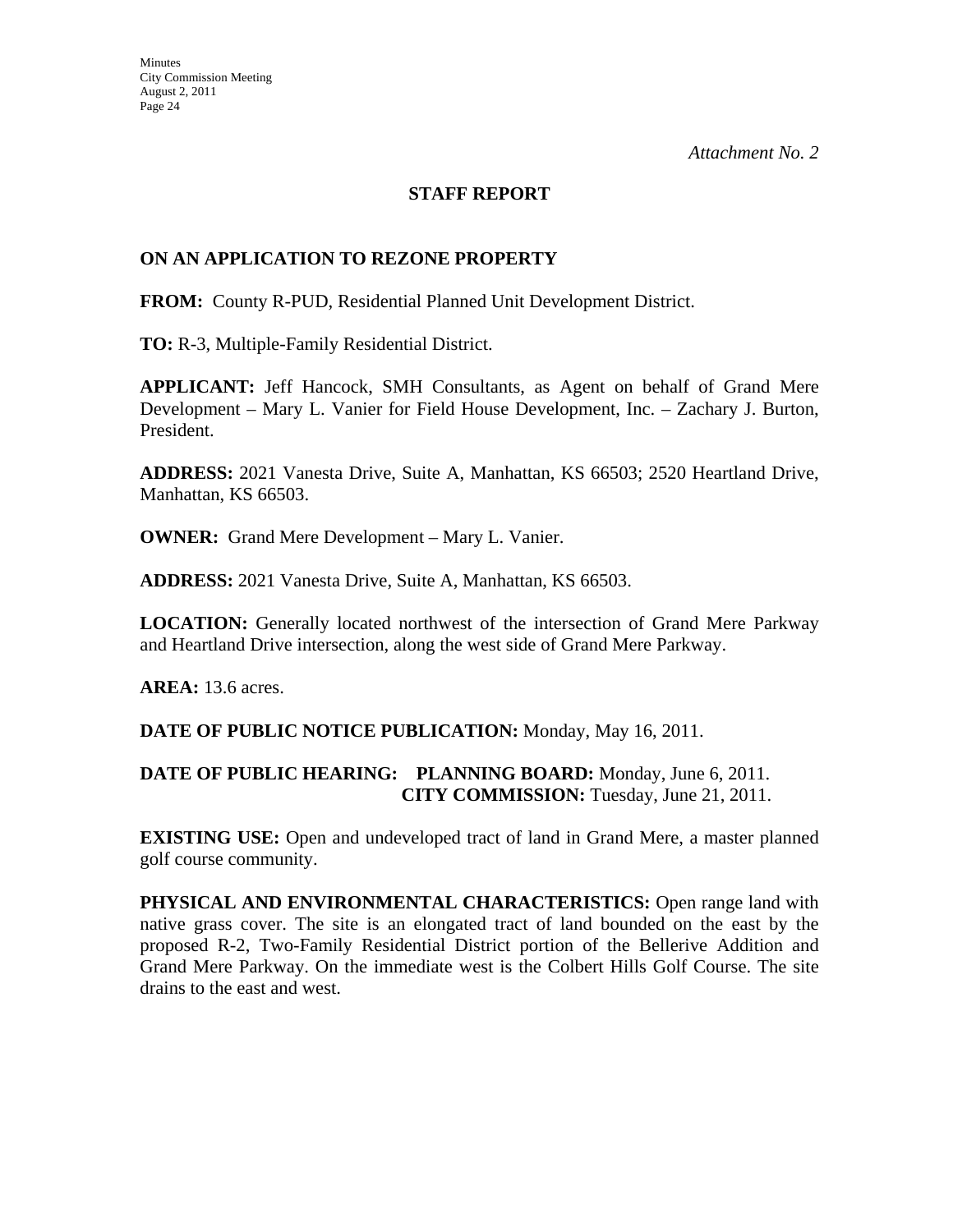*Attachment No. 2*

## STAFF REPORT

### ON AN APPLICATION TO REZONE PROPERTY

**FROM:** County R-PUD, Residential Planned Unit Development District.

**TO:** R-3, Multiple-Family Residential District.

**APPLICANT:** Jeff Hancock, SMH Consultants, as Agent on behalf of Grand Mere Development – Mary L. Vanier for Field House Development, Inc. – Zachary J. Burton, President.

**ADDRESS:** 2021 Vanesta Drive, Suite A, Manhattan, KS 66503; 2520 Heartland Drive, Manhattan, KS 66503.

**OWNER:** Grand Mere Development – Mary L. Vanier.

**ADDRESS:** 2021 Vanesta Drive, Suite A, Manhattan, KS 66503.

**LOCATION:** Generally located northwest of the intersection of Grand Mere Parkway and Heartland Drive intersection, along the west side of Grand Mere Parkway.

**AREA:** 13.6 acres.

**DATE OF PUBLIC NOTICE PUBLICATION:** Monday, May 16, 2011.

**DATE OF PUBLIC HEARING:** **PLANNING BOARD:** Monday, June 6, 2011.
**CITY COMMISSION:** Tuesday, June 21, 2011.

**EXISTING USE:** Open and undeveloped tract of land in Grand Mere, a master planned golf course community.

**PHYSICAL AND ENVIRONMENTAL CHARACTERISTICS:** Open range land with native grass cover. The site is an elongated tract of land bounded on the east by the proposed R-2, Two-Family Residential District portion of the Bellerive Addition and Grand Mere Parkway. On the immediate west is the Colbert Hills Golf Course. The site drains to the east and west.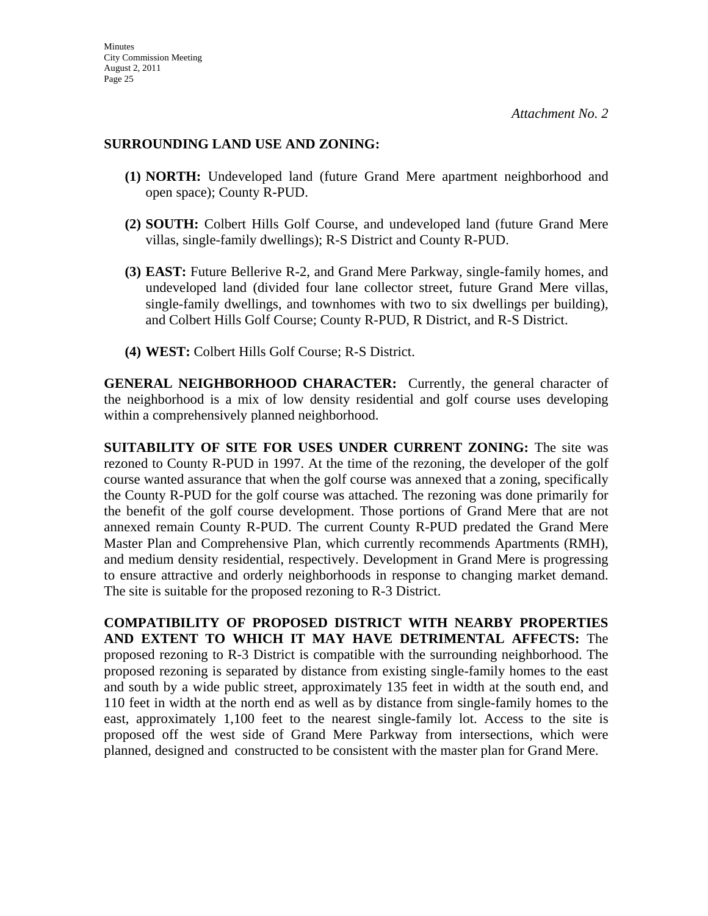*Attachment No. 2*

**SURROUNDING LAND USE AND ZONING:**

**(1) NORTH:** Undeveloped land (future Grand Mere apartment neighborhood and open space); County R-PUD.

**(2) SOUTH:** Colbert Hills Golf Course, and undeveloped land (future Grand Mere villas, single-family dwellings); R-S District and County R-PUD.

**(3) EAST:** Future Bellerive R-2, and Grand Mere Parkway, single-family homes, and undeveloped land (divided four lane collector street, future Grand Mere villas, single-family dwellings, and townhomes with two to six dwellings per building), and Colbert Hills Golf Course; County R-PUD, R District, and R-S District.

**(4) WEST:** Colbert Hills Golf Course; R-S District.

**GENERAL NEIGHBORHOOD CHARACTER:** Currently, the general character of the neighborhood is a mix of low density residential and golf course uses developing within a comprehensively planned neighborhood.

**SUITABILITY OF SITE FOR USES UNDER CURRENT ZONING:** The site was rezoned to County R-PUD in 1997. At the time of the rezoning, the developer of the golf course wanted assurance that when the golf course was annexed that a zoning, specifically the County R-PUD for the golf course was attached. The rezoning was done primarily for the benefit of the golf course development. Those portions of Grand Mere that are not annexed remain County R-PUD. The current County R-PUD predated the Grand Mere Master Plan and Comprehensive Plan, which currently recommends Apartments (RMH), and medium density residential, respectively. Development in Grand Mere is progressing to ensure attractive and orderly neighborhoods in response to changing market demand. The site is suitable for the proposed rezoning to R-3 District.

**COMPATIBILITY OF PROPOSED DISTRICT WITH NEARBY PROPERTIES AND EXTENT TO WHICH IT MAY HAVE DETRIMENTAL AFFECTS:** The proposed rezoning to R-3 District is compatible with the surrounding neighborhood. The proposed rezoning is separated by distance from existing single-family homes to the east and south by a wide public street, approximately 135 feet in width at the south end, and 110 feet in width at the north end as well as by distance from single-family homes to the east, approximately 1,100 feet to the nearest single-family lot. Access to the site is proposed off the west side of Grand Mere Parkway from intersections, which were planned, designed and constructed to be consistent with the master plan for Grand Mere.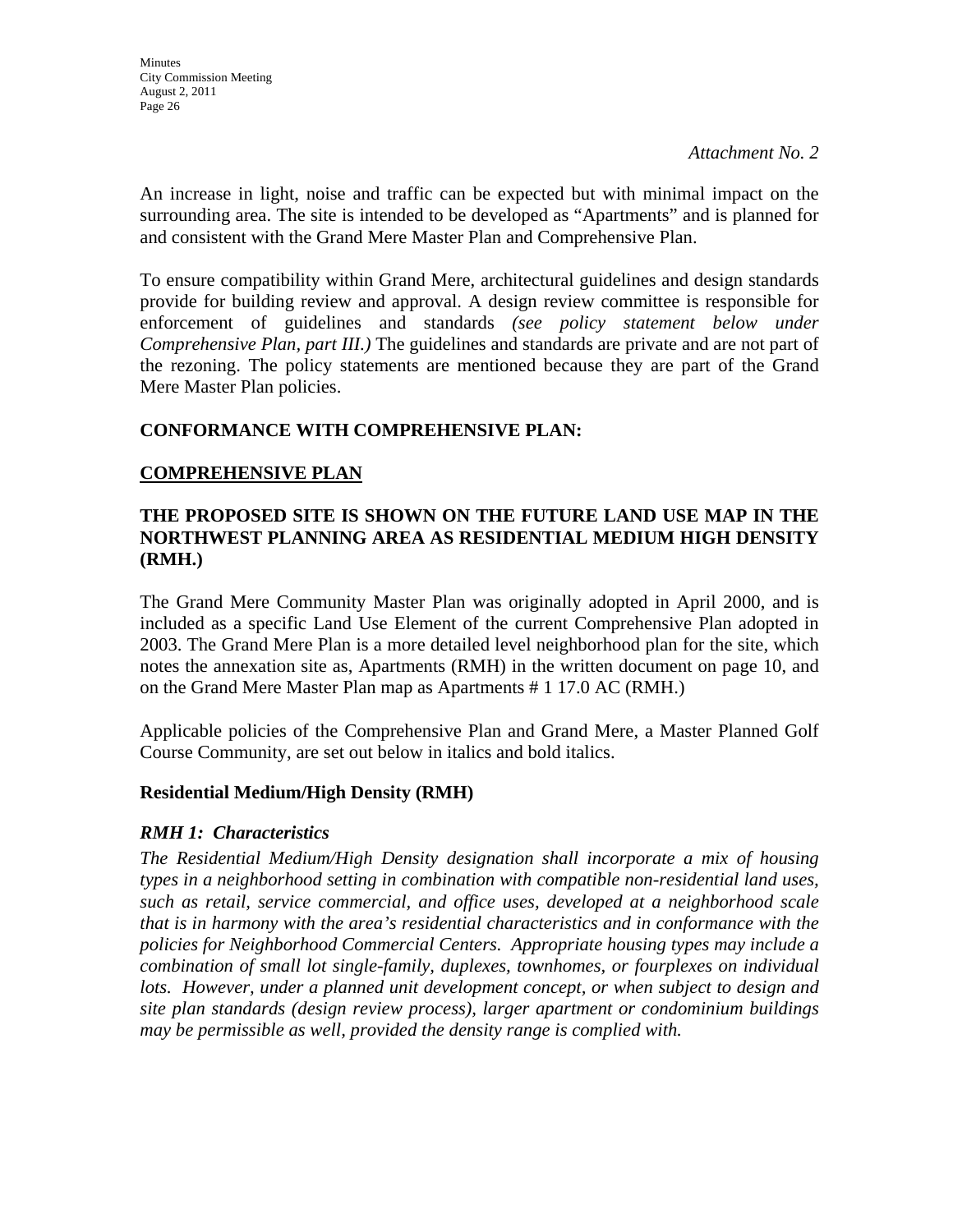*Attachment No. 2*

An increase in light, noise and traffic can be expected but with minimal impact on the surrounding area. The site is intended to be developed as "Apartments" and is planned for and consistent with the Grand Mere Master Plan and Comprehensive Plan.

To ensure compatibility within Grand Mere, architectural guidelines and design standards provide for building review and approval. A design review committee is responsible for enforcement of guidelines and standards *(see policy statement below under Comprehensive Plan, part III.)* The guidelines and standards are private and are not part of the rezoning. The policy statements are mentioned because they are part of the Grand Mere Master Plan policies.

**CONFORMANCE WITH COMPREHENSIVE PLAN:**

**COMPREHENSIVE PLAN**

**THE PROPOSED SITE IS SHOWN ON THE FUTURE LAND USE MAP IN THE NORTHWEST PLANNING AREA AS RESIDENTIAL MEDIUM HIGH DENSITY (RMH.)**

The Grand Mere Community Master Plan was originally adopted in April 2000, and is included as a specific Land Use Element of the current Comprehensive Plan adopted in 2003. The Grand Mere Plan is a more detailed level neighborhood plan for the site, which notes the annexation site as, Apartments (RMH) in the written document on page 10, and on the Grand Mere Master Plan map as Apartments # 1 17.0 AC (RMH.)

Applicable policies of the Comprehensive Plan and Grand Mere, a Master Planned Golf Course Community, are set out below in italics and bold italics.

**Residential Medium/High Density (RMH)**

***RMH 1: Characteristics***

*The Residential Medium/High Density designation shall incorporate a mix of housing types in a neighborhood setting in combination with compatible non-residential land uses, such as retail, service commercial, and office uses, developed at a neighborhood scale that is in harmony with the area's residential characteristics and in conformance with the policies for Neighborhood Commercial Centers. Appropriate housing types may include a combination of small lot single-family, duplexes, townhomes, or fourplexes on individual lots. However, under a planned unit development concept, or when subject to design and site plan standards (design review process), larger apartment or condominium buildings may be permissible as well, provided the density range is complied with.*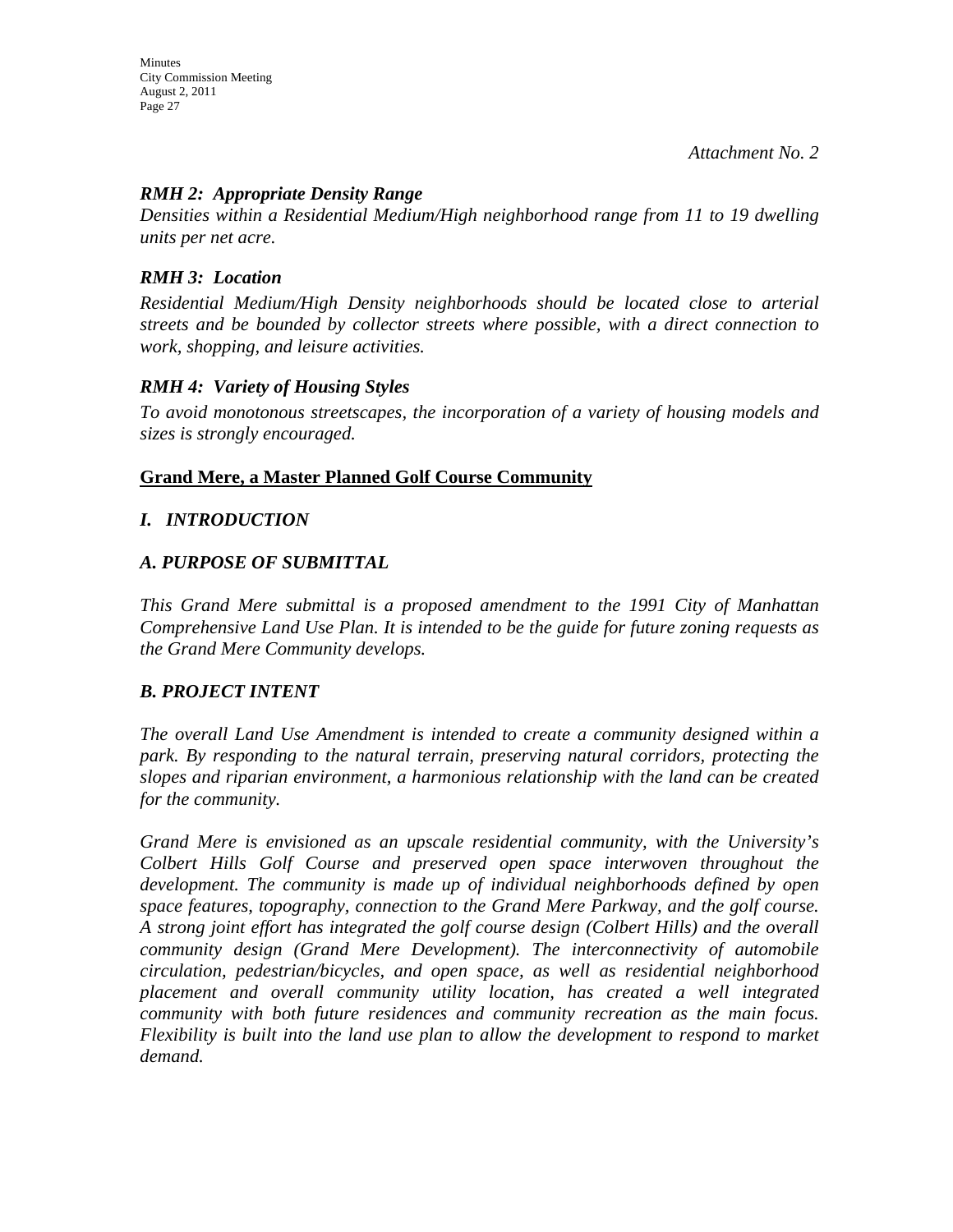*Attachment No. 2*

### *RMH 2: Appropriate Density Range*

*Densities within a Residential Medium/High neighborhood range from 11 to 19 dwelling units per net acre.*

### *RMH 3: Location*

*Residential Medium/High Density neighborhoods should be located close to arterial streets and be bounded by collector streets where possible, with a direct connection to work, shopping, and leisure activities.*

### *RMH 4: Variety of Housing Styles*

*To avoid monotonous streetscapes, the incorporation of a variety of housing models and sizes is strongly encouraged.*

## **Grand Mere, a Master Planned Golf Course Community**

### *I. INTRODUCTION*

### *A. PURPOSE OF SUBMITTAL*

*This Grand Mere submittal is a proposed amendment to the 1991 City of Manhattan Comprehensive Land Use Plan. It is intended to be the guide for future zoning requests as the Grand Mere Community develops.*

### *B. PROJECT INTENT*

*The overall Land Use Amendment is intended to create a community designed within a park. By responding to the natural terrain, preserving natural corridors, protecting the slopes and riparian environment, a harmonious relationship with the land can be created for the community.*

*Grand Mere is envisioned as an upscale residential community, with the University's Colbert Hills Golf Course and preserved open space interwoven throughout the development. The community is made up of individual neighborhoods defined by open space features, topography, connection to the Grand Mere Parkway, and the golf course. A strong joint effort has integrated the golf course design (Colbert Hills) and the overall community design (Grand Mere Development). The interconnectivity of automobile circulation, pedestrian/bicycles, and open space, as well as residential neighborhood placement and overall community utility location, has created a well integrated community with both future residences and community recreation as the main focus. Flexibility is built into the land use plan to allow the development to respond to market demand.*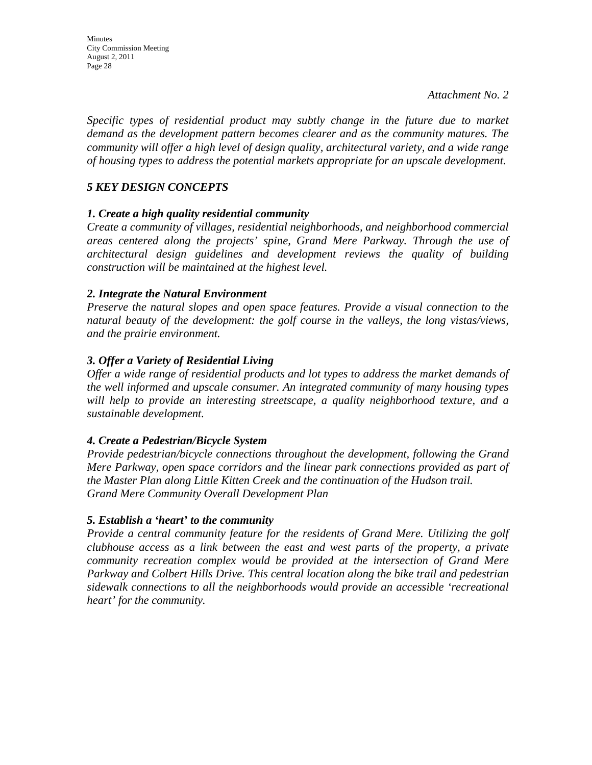*Attachment No. 2*

*Specific types of residential product may subtly change in the future due to market demand as the development pattern becomes clearer and as the community matures. The community will offer a high level of design quality, architectural variety, and a wide range of housing types to address the potential markets appropriate for an upscale development.*

### *5 KEY DESIGN CONCEPTS*

#### *1. Create a high quality residential community*

*Create a community of villages, residential neighborhoods, and neighborhood commercial areas centered along the projects' spine, Grand Mere Parkway. Through the use of architectural design guidelines and development reviews the quality of building construction will be maintained at the highest level.*

#### *2. Integrate the Natural Environment*

*Preserve the natural slopes and open space features. Provide a visual connection to the natural beauty of the development: the golf course in the valleys, the long vistas/views, and the prairie environment.*

#### *3. Offer a Variety of Residential Living*

*Offer a wide range of residential products and lot types to address the market demands of the well informed and upscale consumer. An integrated community of many housing types will help to provide an interesting streetscape, a quality neighborhood texture, and a sustainable development.*

#### *4. Create a Pedestrian/Bicycle System*

*Provide pedestrian/bicycle connections throughout the development, following the Grand Mere Parkway, open space corridors and the linear park connections provided as part of the Master Plan along Little Kitten Creek and the continuation of the Hudson trail.*
*Grand Mere Community Overall Development Plan*

#### *5. Establish a 'heart' to the community*

*Provide a central community feature for the residents of Grand Mere. Utilizing the golf clubhouse access as a link between the east and west parts of the property, a private community recreation complex would be provided at the intersection of Grand Mere Parkway and Colbert Hills Drive. This central location along the bike trail and pedestrian sidewalk connections to all the neighborhoods would provide an accessible 'recreational heart' for the community.*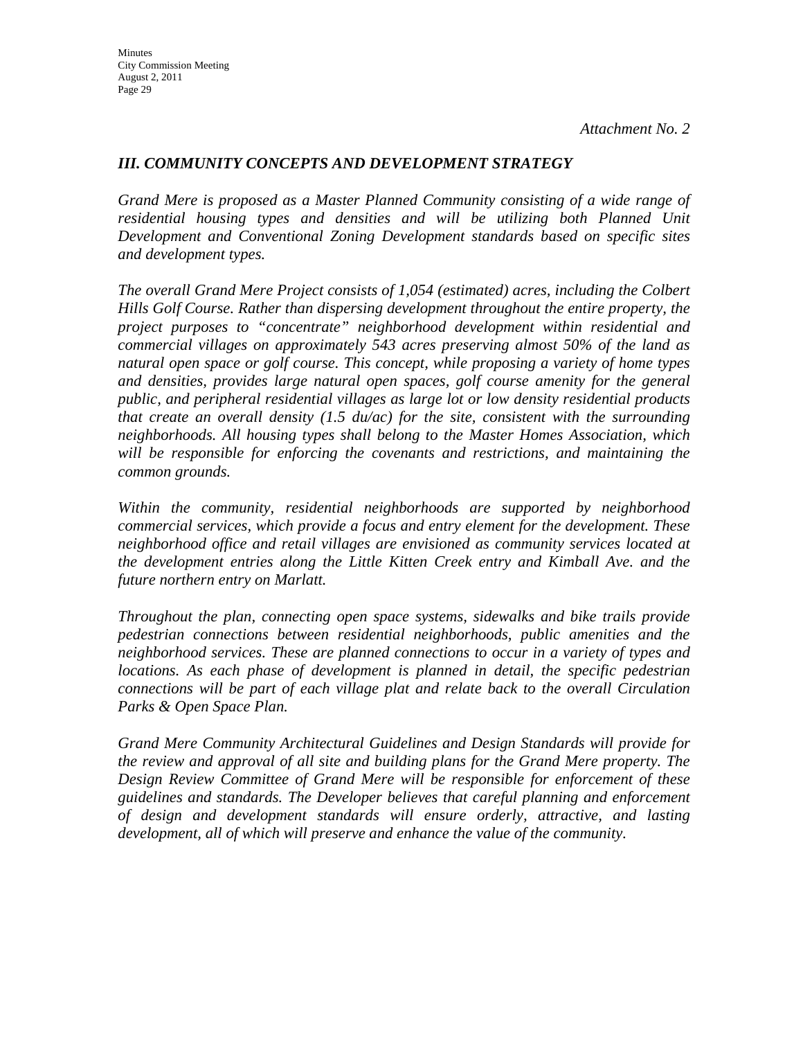*Attachment No. 2*

## *III. COMMUNITY CONCEPTS AND DEVELOPMENT STRATEGY*

*Grand Mere is proposed as a Master Planned Community consisting of a wide range of residential housing types and densities and will be utilizing both Planned Unit Development and Conventional Zoning Development standards based on specific sites and development types.*

*The overall Grand Mere Project consists of 1,054 (estimated) acres, including the Colbert Hills Golf Course. Rather than dispersing development throughout the entire property, the project purposes to "concentrate" neighborhood development within residential and commercial villages on approximately 543 acres preserving almost 50% of the land as natural open space or golf course. This concept, while proposing a variety of home types and densities, provides large natural open spaces, golf course amenity for the general public, and peripheral residential villages as large lot or low density residential products that create an overall density (1.5 du/ac) for the site, consistent with the surrounding neighborhoods. All housing types shall belong to the Master Homes Association, which will be responsible for enforcing the covenants and restrictions, and maintaining the common grounds.*

*Within the community, residential neighborhoods are supported by neighborhood commercial services, which provide a focus and entry element for the development. These neighborhood office and retail villages are envisioned as community services located at the development entries along the Little Kitten Creek entry and Kimball Ave. and the future northern entry on Marlatt.*

*Throughout the plan, connecting open space systems, sidewalks and bike trails provide pedestrian connections between residential neighborhoods, public amenities and the neighborhood services. These are planned connections to occur in a variety of types and locations. As each phase of development is planned in detail, the specific pedestrian connections will be part of each village plat and relate back to the overall Circulation Parks & Open Space Plan.*

*Grand Mere Community Architectural Guidelines and Design Standards will provide for the review and approval of all site and building plans for the Grand Mere property. The Design Review Committee of Grand Mere will be responsible for enforcement of these guidelines and standards. The Developer believes that careful planning and enforcement of design and development standards will ensure orderly, attractive, and lasting development, all of which will preserve and enhance the value of the community.*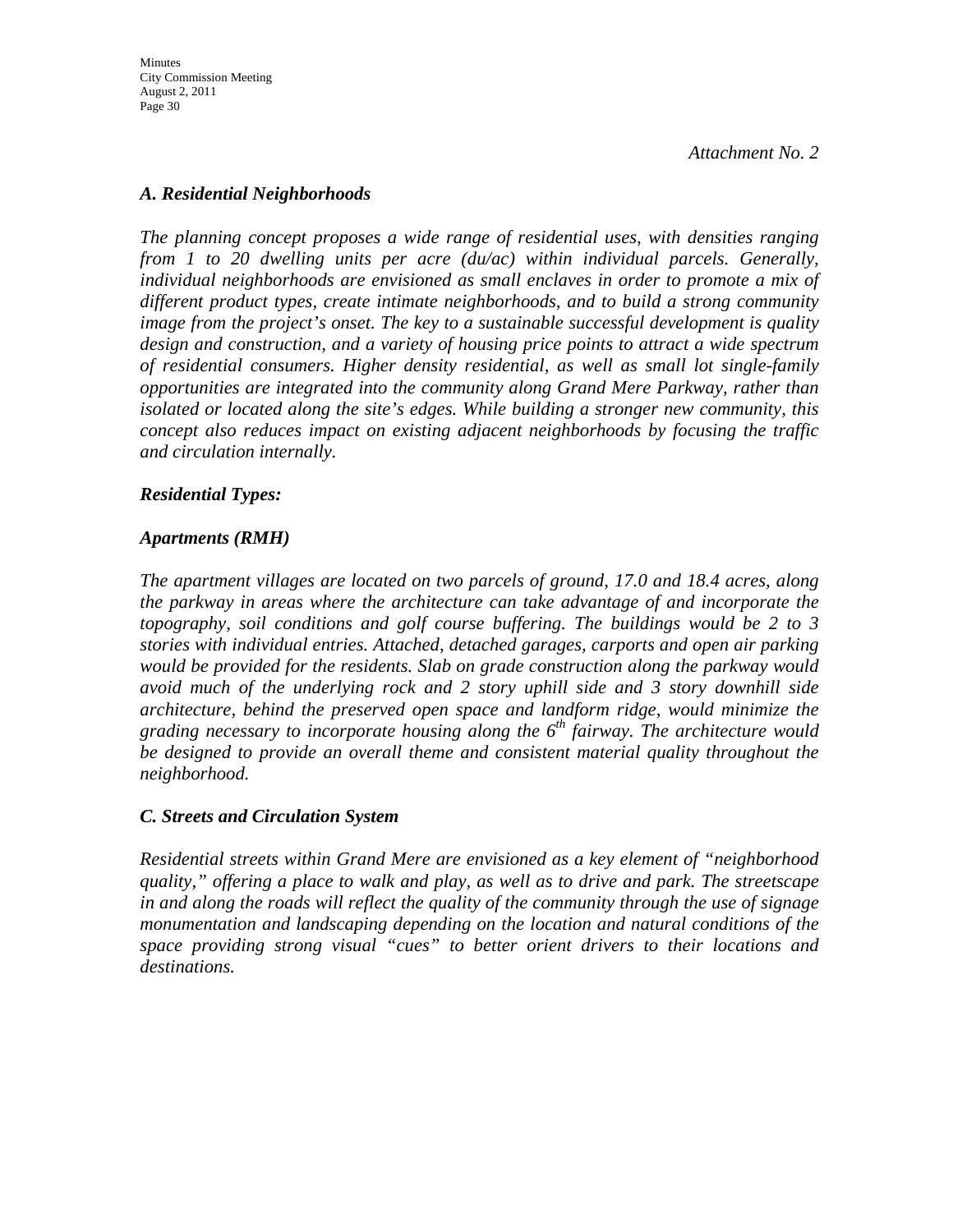*Attachment No. 2*

### *A. Residential Neighborhoods*

*The planning concept proposes a wide range of residential uses, with densities ranging from 1 to 20 dwelling units per acre (du/ac) within individual parcels. Generally, individual neighborhoods are envisioned as small enclaves in order to promote a mix of different product types, create intimate neighborhoods, and to build a strong community image from the project's onset. The key to a sustainable successful development is quality design and construction, and a variety of housing price points to attract a wide spectrum of residential consumers. Higher density residential, as well as small lot single-family opportunities are integrated into the community along Grand Mere Parkway, rather than isolated or located along the site's edges. While building a stronger new community, this concept also reduces impact on existing adjacent neighborhoods by focusing the traffic and circulation internally.*

#### *Residential Types:*

#### *Apartments (RMH)*

*The apartment villages are located on two parcels of ground, 17.0 and 18.4 acres, along the parkway in areas where the architecture can take advantage of and incorporate the topography, soil conditions and golf course buffering. The buildings would be 2 to 3 stories with individual entries. Attached, detached garages, carports and open air parking would be provided for the residents. Slab on grade construction along the parkway would avoid much of the underlying rock and 2 story uphill side and 3 story downhill side architecture, behind the preserved open space and landform ridge, would minimize the grading necessary to incorporate housing along the 6th fairway. The architecture would be designed to provide an overall theme and consistent material quality throughout the neighborhood.*

### *C. Streets and Circulation System*

*Residential streets within Grand Mere are envisioned as a key element of "neighborhood quality," offering a place to walk and play, as well as to drive and park. The streetscape in and along the roads will reflect the quality of the community through the use of signage monumentation and landscaping depending on the location and natural conditions of the space providing strong visual "cues" to better orient drivers to their locations and destinations.*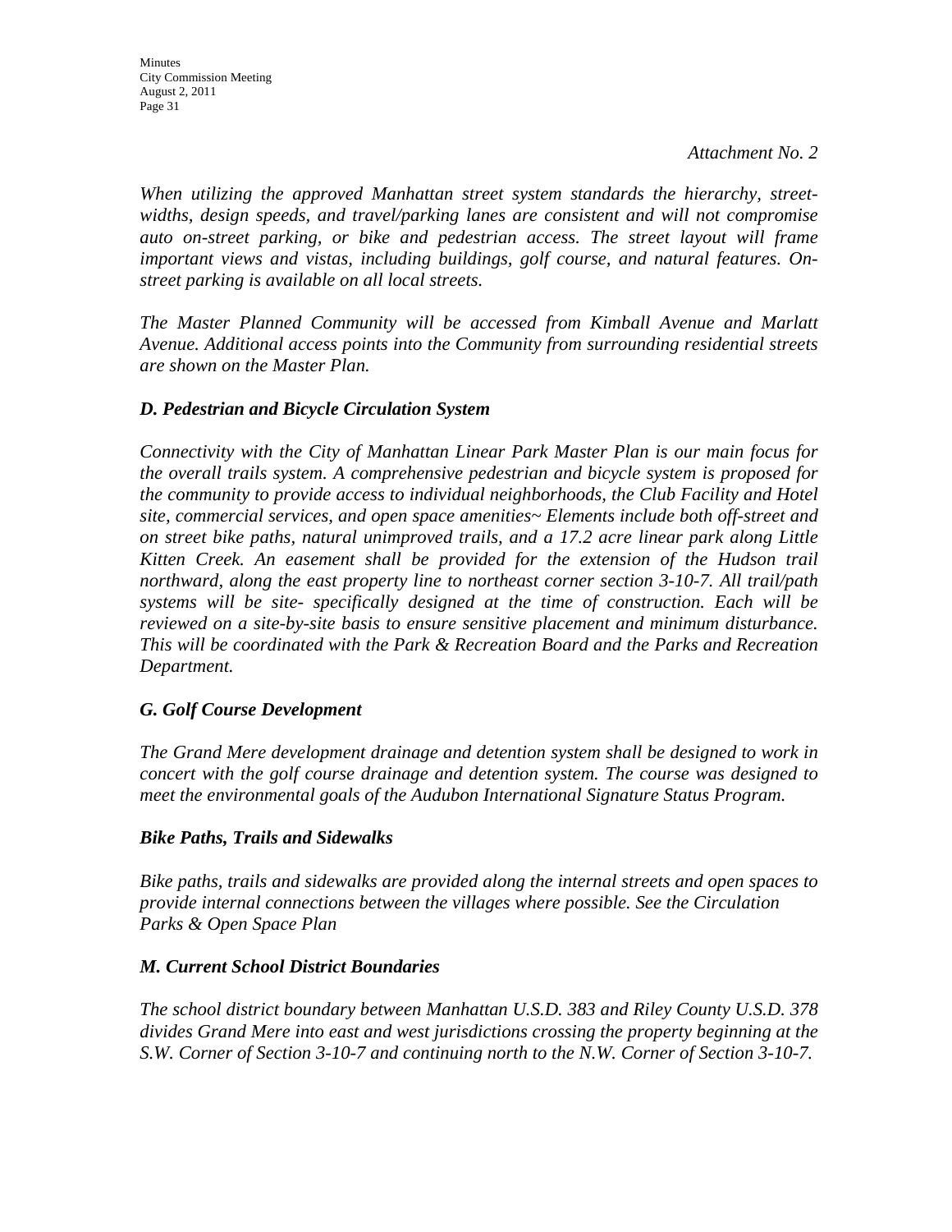*Attachment No. 2*

*When utilizing the approved Manhattan street system standards the hierarchy, street-widths, design speeds, and travel/parking lanes are consistent and will not compromise auto on-street parking, or bike and pedestrian access. The street layout will frame important views and vistas, including buildings, golf course, and natural features. On-street parking is available on all local streets.*

*The Master Planned Community will be accessed from Kimball Avenue and Marlatt Avenue. Additional access points into the Community from surrounding residential streets are shown on the Master Plan.*

### *D. Pedestrian and Bicycle Circulation System*

*Connectivity with the City of Manhattan Linear Park Master Plan is our main focus for the overall trails system. A comprehensive pedestrian and bicycle system is proposed for the community to provide access to individual neighborhoods, the Club Facility and Hotel site, commercial services, and open space amenities~ Elements include both off-street and on street bike paths, natural unimproved trails, and a 17.2 acre linear park along Little Kitten Creek. An easement shall be provided for the extension of the Hudson trail northward, along the east property line to northeast corner section 3-10-7. All trail/path systems will be site- specifically designed at the time of construction. Each will be reviewed on a site-by-site basis to ensure sensitive placement and minimum disturbance. This will be coordinated with the Park & Recreation Board and the Parks and Recreation Department.*

### *G. Golf Course Development*

*The Grand Mere development drainage and detention system shall be designed to work in concert with the golf course drainage and detention system. The course was designed to meet the environmental goals of the Audubon International Signature Status Program.*

### *Bike Paths, Trails and Sidewalks*

*Bike paths, trails and sidewalks are provided along the internal streets and open spaces to provide internal connections between the villages where possible. See the Circulation Parks & Open Space Plan*

### *M. Current School District Boundaries*

*The school district boundary between Manhattan U.S.D. 383 and Riley County U.S.D. 378 divides Grand Mere into east and west jurisdictions crossing the property beginning at the S.W. Corner of Section 3-10-7 and continuing north to the N.W. Corner of Section 3-10-7.*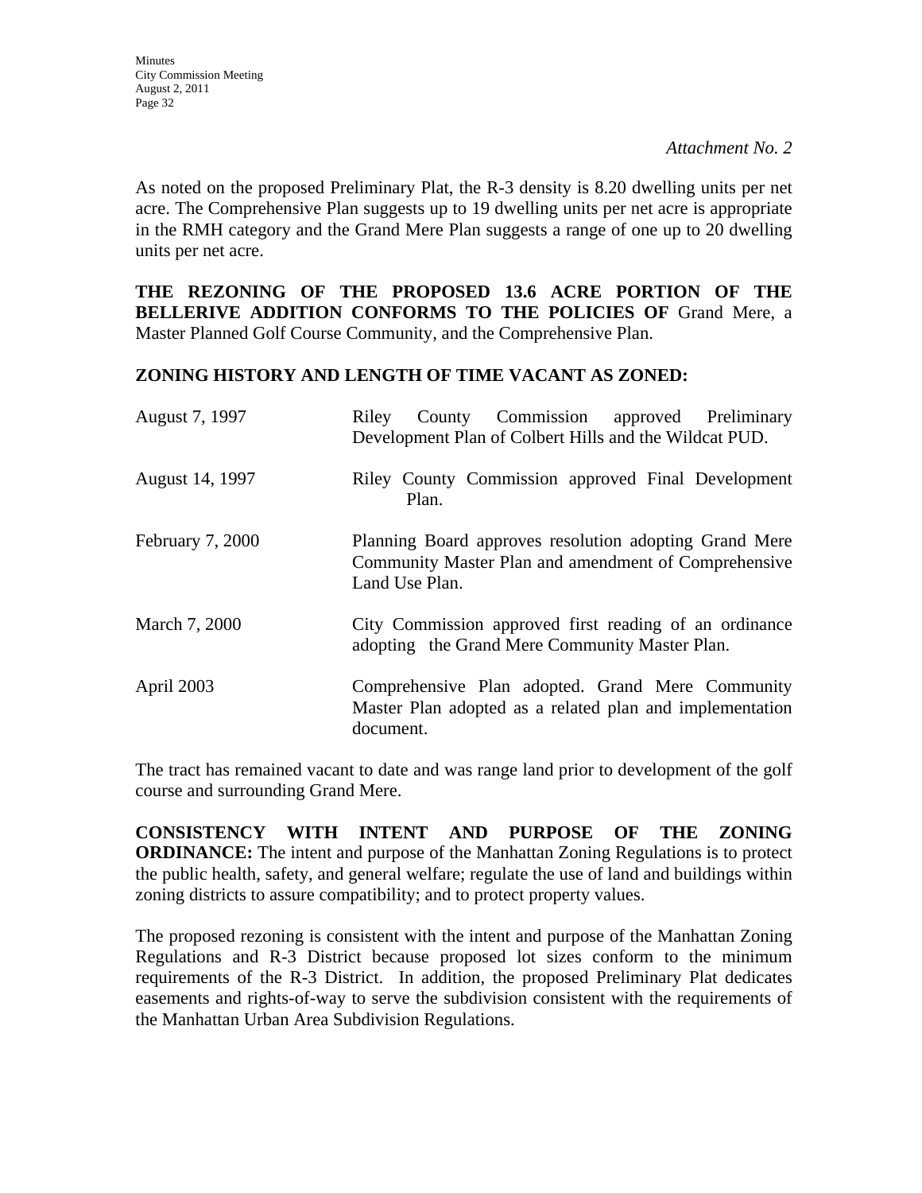*Attachment No. 2*

As noted on the proposed Preliminary Plat, the R-3 density is 8.20 dwelling units per net acre. The Comprehensive Plan suggests up to 19 dwelling units per net acre is appropriate in the RMH category and the Grand Mere Plan suggests a range of one up to 20 dwelling units per net acre.

**THE REZONING OF THE PROPOSED 13.6 ACRE PORTION OF THE BELLERIVE ADDITION CONFORMS TO THE POLICIES OF** Grand Mere, a Master Planned Golf Course Community, and the Comprehensive Plan.

**ZONING HISTORY AND LENGTH OF TIME VACANT AS ZONED:**

| | |
|---|---|
| August 7, 1997 | Riley County Commission approved Preliminary Development Plan of Colbert Hills and the Wildcat PUD. |
| August 14, 1997 | Riley County Commission approved Final Development Plan. |
| February 7, 2000 | Planning Board approves resolution adopting Grand Mere Community Master Plan and amendment of Comprehensive Land Use Plan. |
| March 7, 2000 | City Commission approved first reading of an ordinance adopting the Grand Mere Community Master Plan. |
| April 2003 | Comprehensive Plan adopted. Grand Mere Community Master Plan adopted as a related plan and implementation document. |

The tract has remained vacant to date and was range land prior to development of the golf course and surrounding Grand Mere.

**CONSISTENCY WITH INTENT AND PURPOSE OF THE ZONING ORDINANCE:** The intent and purpose of the Manhattan Zoning Regulations is to protect the public health, safety, and general welfare; regulate the use of land and buildings within zoning districts to assure compatibility; and to protect property values.

The proposed rezoning is consistent with the intent and purpose of the Manhattan Zoning Regulations and R-3 District because proposed lot sizes conform to the minimum requirements of the R-3 District. In addition, the proposed Preliminary Plat dedicates easements and rights-of-way to serve the subdivision consistent with the requirements of the Manhattan Urban Area Subdivision Regulations.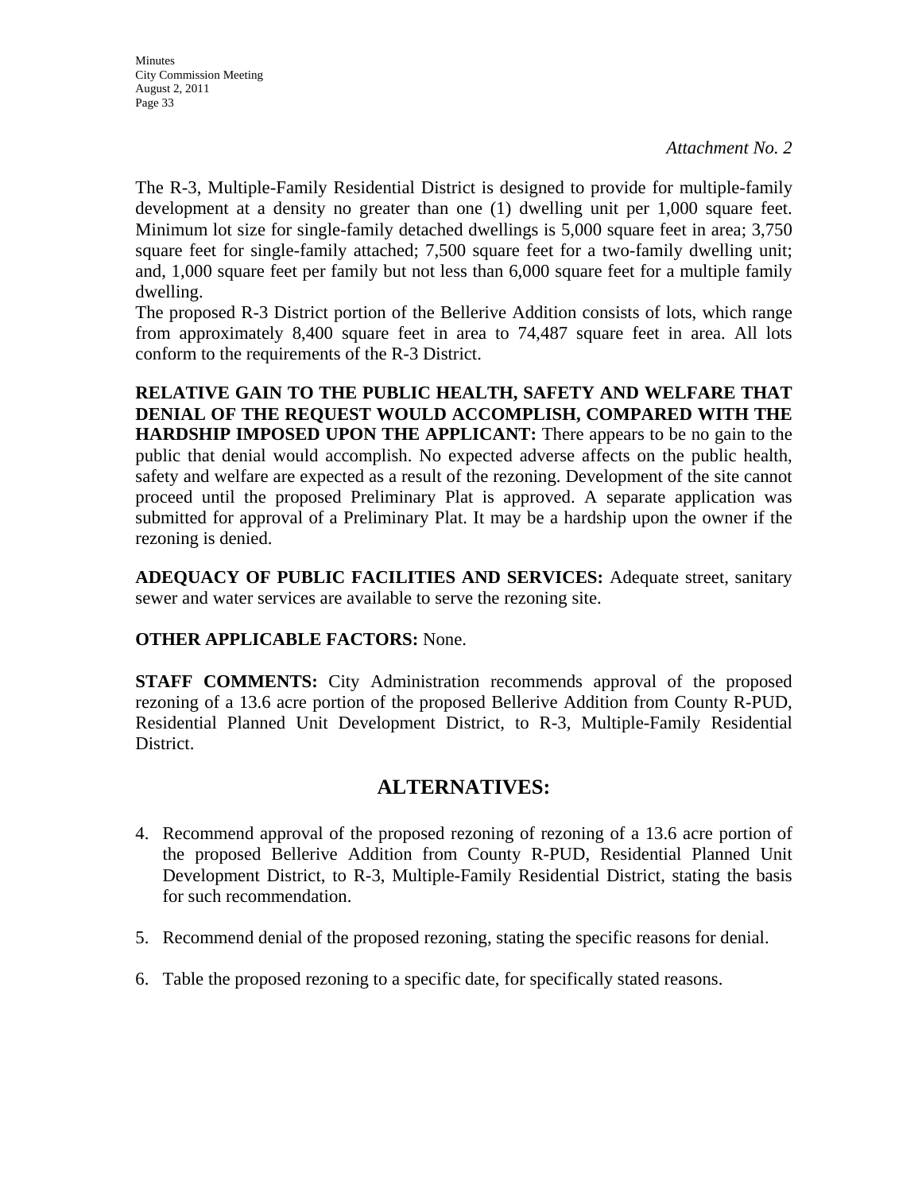*Attachment No. 2*

The R-3, Multiple-Family Residential District is designed to provide for multiple-family development at a density no greater than one (1) dwelling unit per 1,000 square feet. Minimum lot size for single-family detached dwellings is 5,000 square feet in area; 3,750 square feet for single-family attached; 7,500 square feet for a two-family dwelling unit; and, 1,000 square feet per family but not less than 6,000 square feet for a multiple family dwelling.

The proposed R-3 District portion of the Bellerive Addition consists of lots, which range from approximately 8,400 square feet in area to 74,487 square feet in area. All lots conform to the requirements of the R-3 District.

**RELATIVE GAIN TO THE PUBLIC HEALTH, SAFETY AND WELFARE THAT DENIAL OF THE REQUEST WOULD ACCOMPLISH, COMPARED WITH THE HARDSHIP IMPOSED UPON THE APPLICANT:** There appears to be no gain to the public that denial would accomplish. No expected adverse affects on the public health, safety and welfare are expected as a result of the rezoning. Development of the site cannot proceed until the proposed Preliminary Plat is approved. A separate application was submitted for approval of a Preliminary Plat. It may be a hardship upon the owner if the rezoning is denied.

**ADEQUACY OF PUBLIC FACILITIES AND SERVICES:** Adequate street, sanitary sewer and water services are available to serve the rezoning site.

**OTHER APPLICABLE FACTORS:** None.

**STAFF COMMENTS:** City Administration recommends approval of the proposed rezoning of a 13.6 acre portion of the proposed Bellerive Addition from County R-PUD, Residential Planned Unit Development District, to R-3, Multiple-Family Residential District.

## ALTERNATIVES:

4. Recommend approval of the proposed rezoning of rezoning of a 13.6 acre portion of the proposed Bellerive Addition from County R-PUD, Residential Planned Unit Development District, to R-3, Multiple-Family Residential District, stating the basis for such recommendation.

5. Recommend denial of the proposed rezoning, stating the specific reasons for denial.

6. Table the proposed rezoning to a specific date, for specifically stated reasons.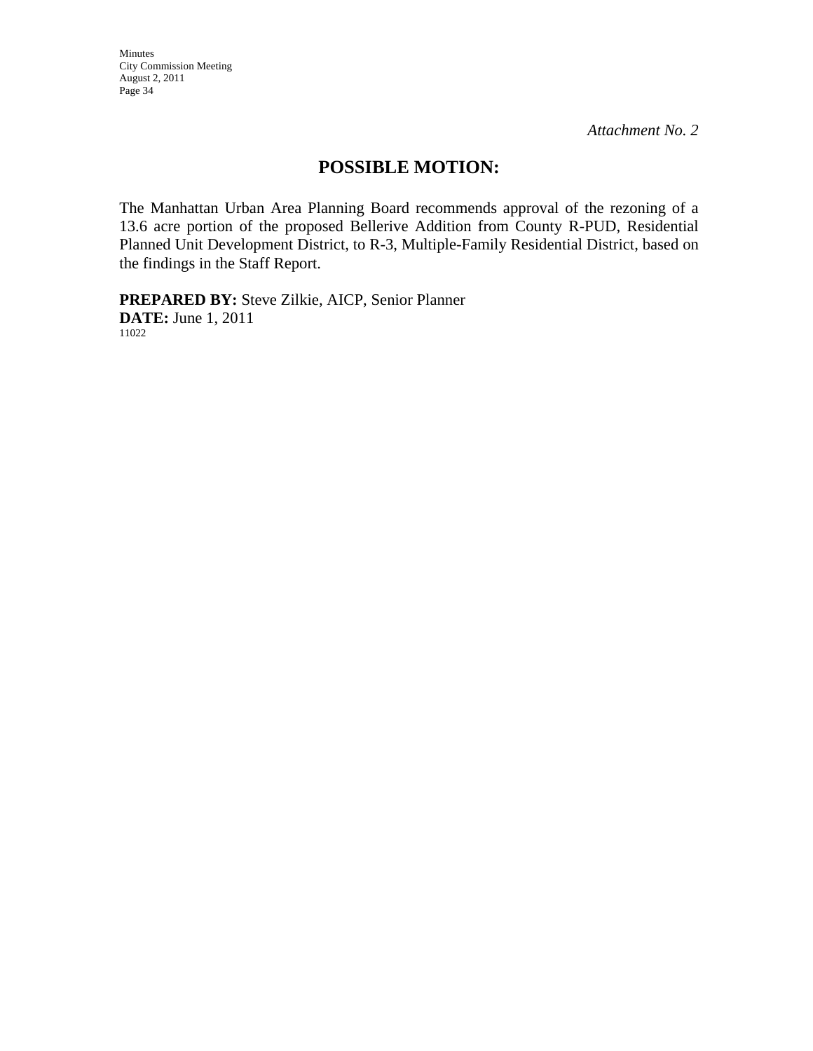*Attachment No. 2*

## POSSIBLE MOTION:

The Manhattan Urban Area Planning Board recommends approval of the rezoning of a 13.6 acre portion of the proposed Bellerive Addition from County R-PUD, Residential Planned Unit Development District, to R-3, Multiple-Family Residential District, based on the findings in the Staff Report.

**PREPARED BY:** Steve Zilkie, AICP, Senior Planner
**DATE:** June 1, 2011
11022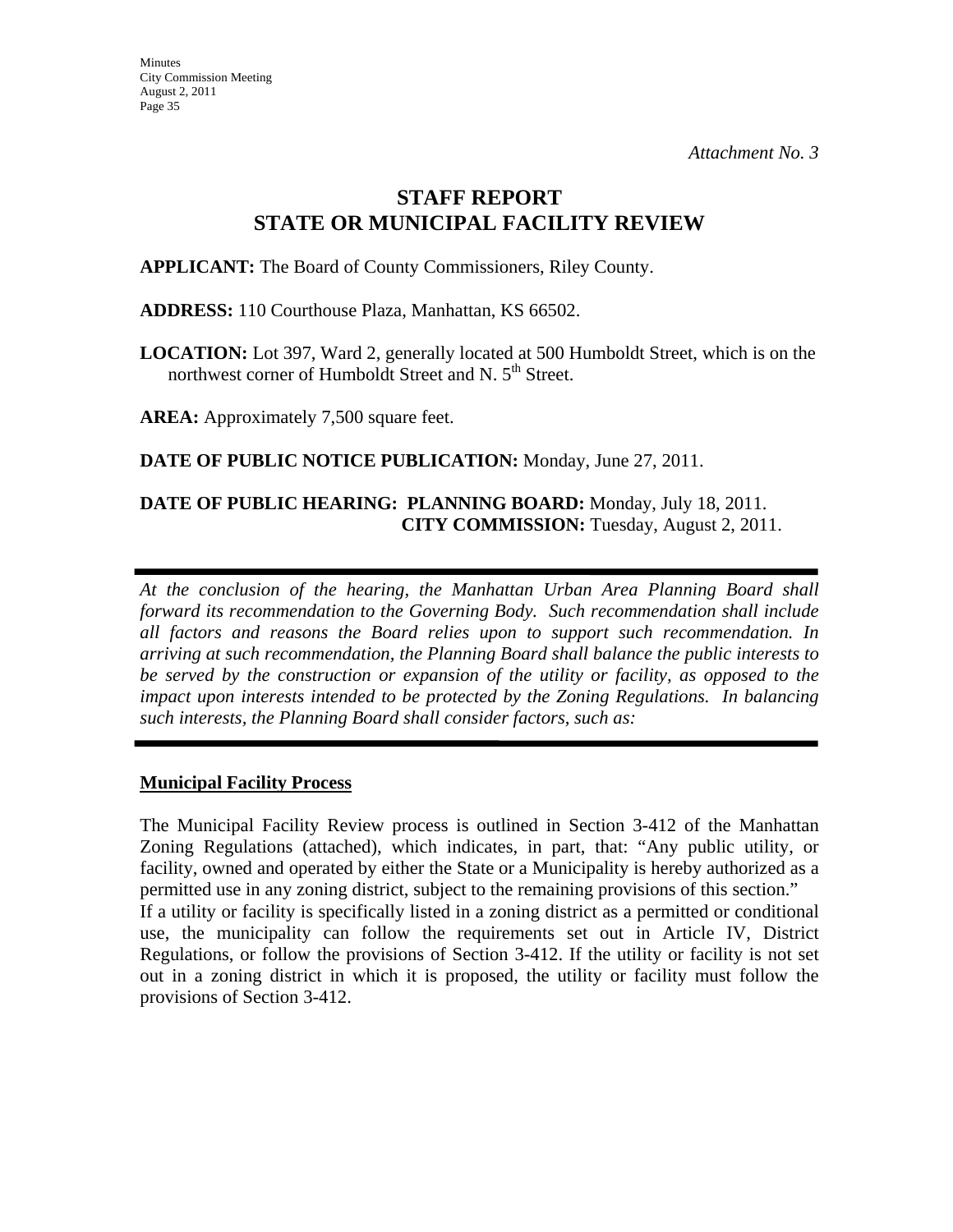*Attachment No. 3*

# STAFF REPORT
# STATE OR MUNICIPAL FACILITY REVIEW

**APPLICANT:** The Board of County Commissioners, Riley County.

**ADDRESS:** 110 Courthouse Plaza, Manhattan, KS 66502.

**LOCATION:** Lot 397, Ward 2, generally located at 500 Humboldt Street, which is on the northwest corner of Humboldt Street and N. 5th Street.

**AREA:** Approximately 7,500 square feet.

**DATE OF PUBLIC NOTICE PUBLICATION:** Monday, June 27, 2011.

**DATE OF PUBLIC HEARING: PLANNING BOARD:** Monday, July 18, 2011.
**CITY COMMISSION:** Tuesday, August 2, 2011.

---

*At the conclusion of the hearing, the Manhattan Urban Area Planning Board shall forward its recommendation to the Governing Body. Such recommendation shall include all factors and reasons the Board relies upon to support such recommendation. In arriving at such recommendation, the Planning Board shall balance the public interests to be served by the construction or expansion of the utility or facility, as opposed to the impact upon interests intended to be protected by the Zoning Regulations. In balancing such interests, the Planning Board shall consider factors, such as:*

---

**Municipal Facility Process**

The Municipal Facility Review process is outlined in Section 3-412 of the Manhattan Zoning Regulations (attached), which indicates, in part, that: "Any public utility, or facility, owned and operated by either the State or a Municipality is hereby authorized as a permitted use in any zoning district, subject to the remaining provisions of this section."
If a utility or facility is specifically listed in a zoning district as a permitted or conditional use, the municipality can follow the requirements set out in Article IV, District Regulations, or follow the provisions of Section 3-412. If the utility or facility is not set out in a zoning district in which it is proposed, the utility or facility must follow the provisions of Section 3-412.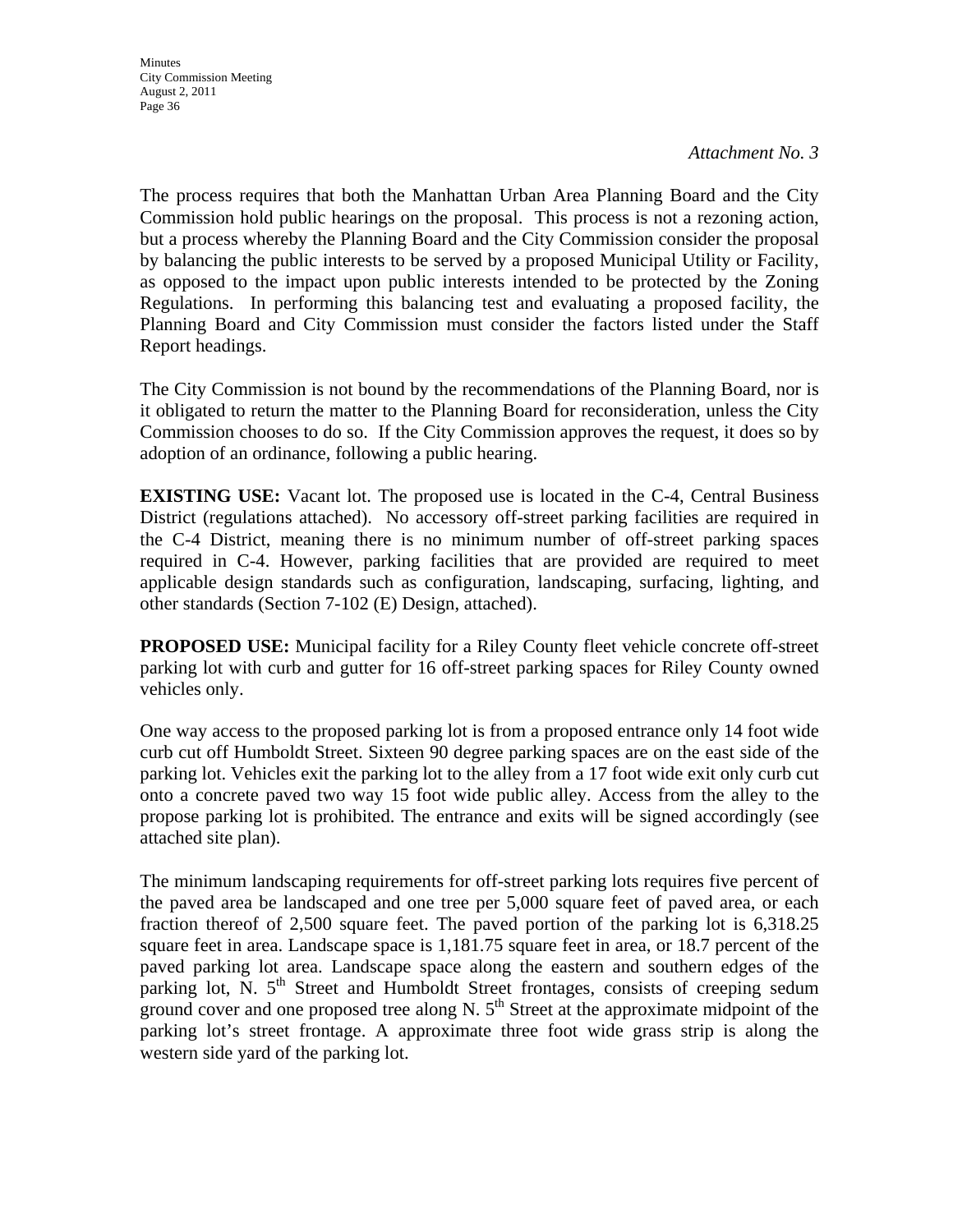*Attachment No. 3*

The process requires that both the Manhattan Urban Area Planning Board and the City Commission hold public hearings on the proposal. This process is not a rezoning action, but a process whereby the Planning Board and the City Commission consider the proposal by balancing the public interests to be served by a proposed Municipal Utility or Facility, as opposed to the impact upon public interests intended to be protected by the Zoning Regulations. In performing this balancing test and evaluating a proposed facility, the Planning Board and City Commission must consider the factors listed under the Staff Report headings.

The City Commission is not bound by the recommendations of the Planning Board, nor is it obligated to return the matter to the Planning Board for reconsideration, unless the City Commission chooses to do so. If the City Commission approves the request, it does so by adoption of an ordinance, following a public hearing.

**EXISTING USE:** Vacant lot. The proposed use is located in the C-4, Central Business District (regulations attached). No accessory off-street parking facilities are required in the C-4 District, meaning there is no minimum number of off-street parking spaces required in C-4. However, parking facilities that are provided are required to meet applicable design standards such as configuration, landscaping, surfacing, lighting, and other standards (Section 7-102 (E) Design, attached).

**PROPOSED USE:** Municipal facility for a Riley County fleet vehicle concrete off-street parking lot with curb and gutter for 16 off-street parking spaces for Riley County owned vehicles only.

One way access to the proposed parking lot is from a proposed entrance only 14 foot wide curb cut off Humboldt Street. Sixteen 90 degree parking spaces are on the east side of the parking lot. Vehicles exit the parking lot to the alley from a 17 foot wide exit only curb cut onto a concrete paved two way 15 foot wide public alley. Access from the alley to the propose parking lot is prohibited. The entrance and exits will be signed accordingly (see attached site plan).

The minimum landscaping requirements for off-street parking lots requires five percent of the paved area be landscaped and one tree per 5,000 square feet of paved area, or each fraction thereof of 2,500 square feet. The paved portion of the parking lot is 6,318.25 square feet in area. Landscape space is 1,181.75 square feet in area, or 18.7 percent of the paved parking lot area. Landscape space along the eastern and southern edges of the parking lot, N. 5th Street and Humboldt Street frontages, consists of creeping sedum ground cover and one proposed tree along N. 5th Street at the approximate midpoint of the parking lot's street frontage. A approximate three foot wide grass strip is along the western side yard of the parking lot.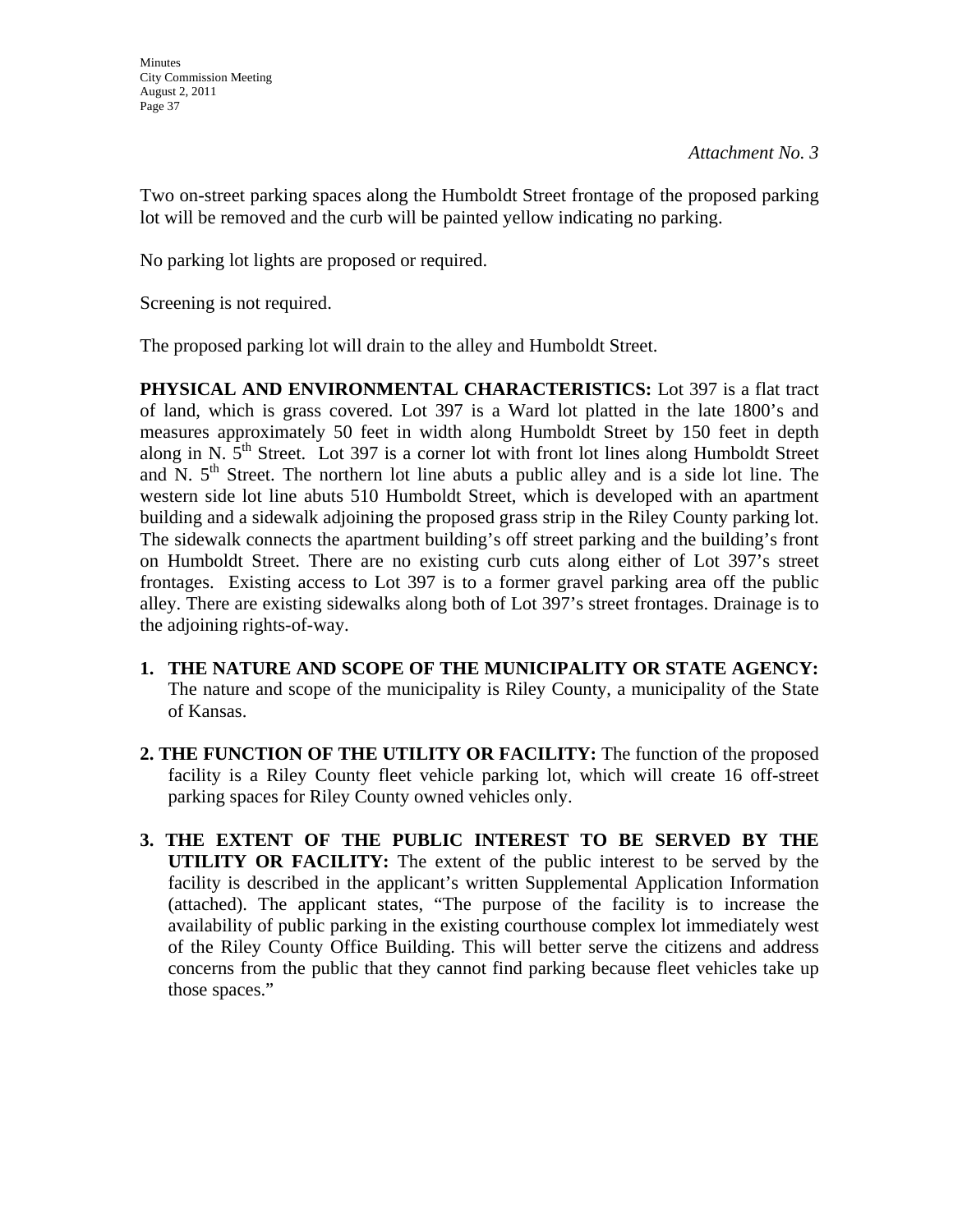*Attachment No. 3*

Two on-street parking spaces along the Humboldt Street frontage of the proposed parking lot will be removed and the curb will be painted yellow indicating no parking.

No parking lot lights are proposed or required.

Screening is not required.

The proposed parking lot will drain to the alley and Humboldt Street.

**PHYSICAL AND ENVIRONMENTAL CHARACTERISTICS:** Lot 397 is a flat tract of land, which is grass covered. Lot 397 is a Ward lot platted in the late 1800's and measures approximately 50 feet in width along Humboldt Street by 150 feet in depth along in N. 5th Street. Lot 397 is a corner lot with front lot lines along Humboldt Street and N. 5th Street. The northern lot line abuts a public alley and is a side lot line. The western side lot line abuts 510 Humboldt Street, which is developed with an apartment building and a sidewalk adjoining the proposed grass strip in the Riley County parking lot. The sidewalk connects the apartment building's off street parking and the building's front on Humboldt Street. There are no existing curb cuts along either of Lot 397's street frontages. Existing access to Lot 397 is to a former gravel parking area off the public alley. There are existing sidewalks along both of Lot 397's street frontages. Drainage is to the adjoining rights-of-way.

1. **THE NATURE AND SCOPE OF THE MUNICIPALITY OR STATE AGENCY:** The nature and scope of the municipality is Riley County, a municipality of the State of Kansas.

2. **THE FUNCTION OF THE UTILITY OR FACILITY:** The function of the proposed facility is a Riley County fleet vehicle parking lot, which will create 16 off-street parking spaces for Riley County owned vehicles only.

3. **THE EXTENT OF THE PUBLIC INTEREST TO BE SERVED BY THE UTILITY OR FACILITY:** The extent of the public interest to be served by the facility is described in the applicant's written Supplemental Application Information (attached). The applicant states, "The purpose of the facility is to increase the availability of public parking in the existing courthouse complex lot immediately west of the Riley County Office Building. This will better serve the citizens and address concerns from the public that they cannot find parking because fleet vehicles take up those spaces."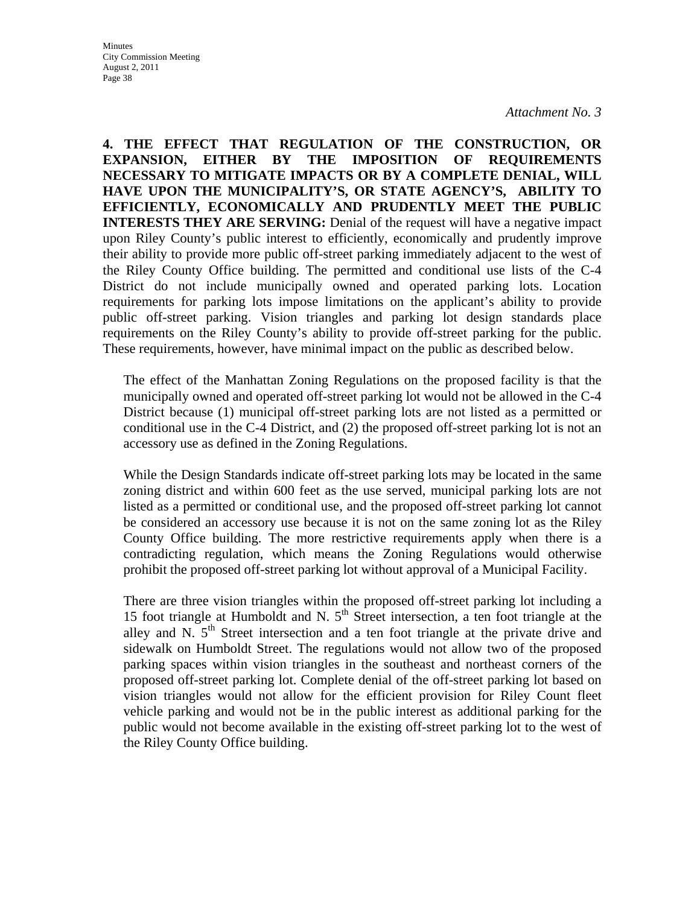*Attachment No. 3*

**4. THE EFFECT THAT REGULATION OF THE CONSTRUCTION, OR EXPANSION, EITHER BY THE IMPOSITION OF REQUIREMENTS NECESSARY TO MITIGATE IMPACTS OR BY A COMPLETE DENIAL, WILL HAVE UPON THE MUNICIPALITY'S, OR STATE AGENCY'S, ABILITY TO EFFICIENTLY, ECONOMICALLY AND PRUDENTLY MEET THE PUBLIC INTERESTS THEY ARE SERVING:** Denial of the request will have a negative impact upon Riley County's public interest to efficiently, economically and prudently improve their ability to provide more public off-street parking immediately adjacent to the west of the Riley County Office building. The permitted and conditional use lists of the C-4 District do not include municipally owned and operated parking lots. Location requirements for parking lots impose limitations on the applicant's ability to provide public off-street parking. Vision triangles and parking lot design standards place requirements on the Riley County's ability to provide off-street parking for the public. These requirements, however, have minimal impact on the public as described below.

The effect of the Manhattan Zoning Regulations on the proposed facility is that the municipally owned and operated off-street parking lot would not be allowed in the C-4 District because (1) municipal off-street parking lots are not listed as a permitted or conditional use in the C-4 District, and (2) the proposed off-street parking lot is not an accessory use as defined in the Zoning Regulations.

While the Design Standards indicate off-street parking lots may be located in the same zoning district and within 600 feet as the use served, municipal parking lots are not listed as a permitted or conditional use, and the proposed off-street parking lot cannot be considered an accessory use because it is not on the same zoning lot as the Riley County Office building. The more restrictive requirements apply when there is a contradicting regulation, which means the Zoning Regulations would otherwise prohibit the proposed off-street parking lot without approval of a Municipal Facility.

There are three vision triangles within the proposed off-street parking lot including a 15 foot triangle at Humboldt and N. 5th Street intersection, a ten foot triangle at the alley and N. 5th Street intersection and a ten foot triangle at the private drive and sidewalk on Humboldt Street. The regulations would not allow two of the proposed parking spaces within vision triangles in the southeast and northeast corners of the proposed off-street parking lot. Complete denial of the off-street parking lot based on vision triangles would not allow for the efficient provision for Riley Count fleet vehicle parking and would not be in the public interest as additional parking for the public would not become available in the existing off-street parking lot to the west of the Riley County Office building.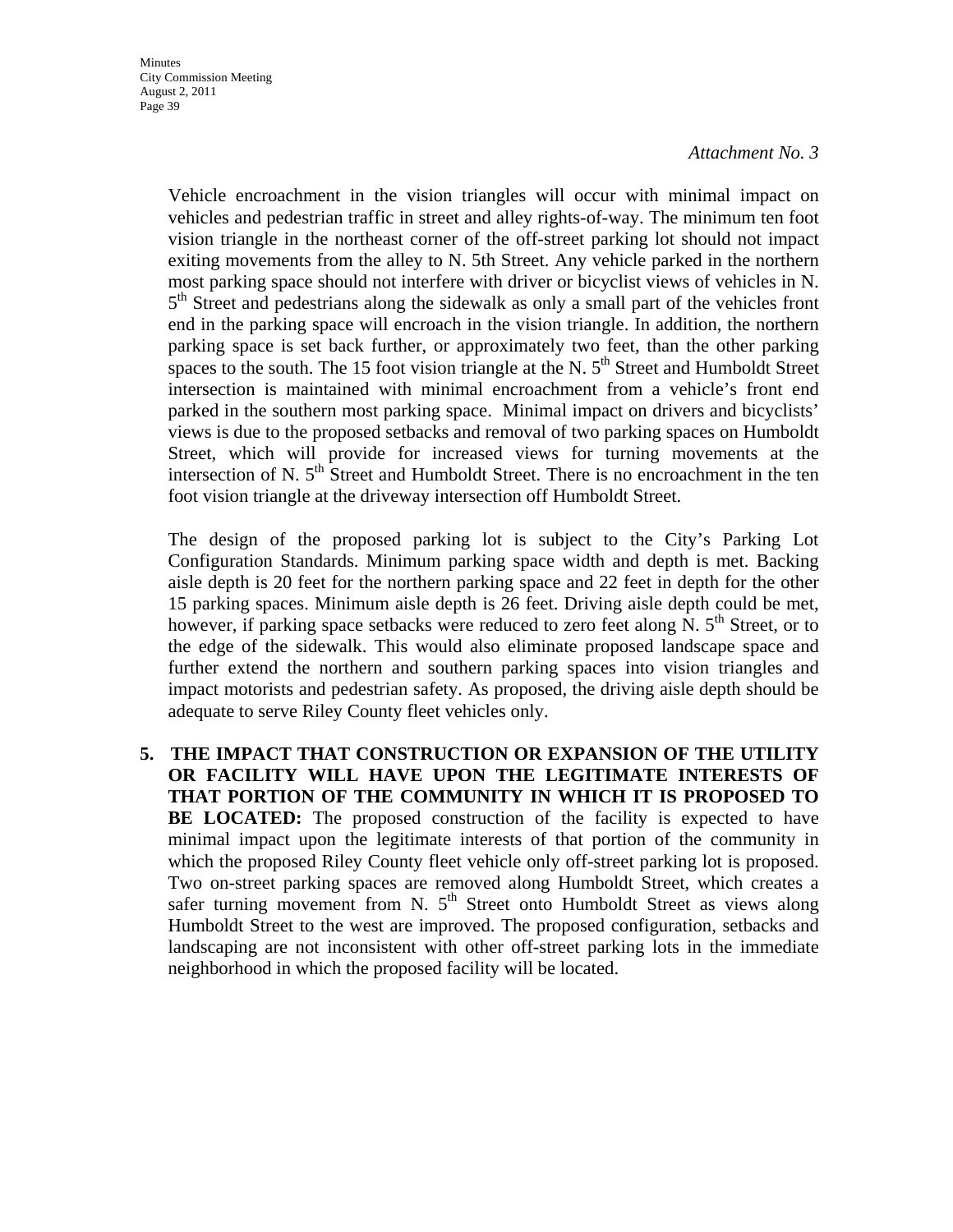*Attachment No. 3*

Vehicle encroachment in the vision triangles will occur with minimal impact on vehicles and pedestrian traffic in street and alley rights-of-way. The minimum ten foot vision triangle in the northeast corner of the off-street parking lot should not impact exiting movements from the alley to N. 5th Street. Any vehicle parked in the northern most parking space should not interfere with driver or bicyclist views of vehicles in N. 5th Street and pedestrians along the sidewalk as only a small part of the vehicles front end in the parking space will encroach in the vision triangle. In addition, the northern parking space is set back further, or approximately two feet, than the other parking spaces to the south. The 15 foot vision triangle at the N. 5th Street and Humboldt Street intersection is maintained with minimal encroachment from a vehicle's front end parked in the southern most parking space. Minimal impact on drivers and bicyclists' views is due to the proposed setbacks and removal of two parking spaces on Humboldt Street, which will provide for increased views for turning movements at the intersection of N. 5th Street and Humboldt Street. There is no encroachment in the ten foot vision triangle at the driveway intersection off Humboldt Street.

The design of the proposed parking lot is subject to the City's Parking Lot Configuration Standards. Minimum parking space width and depth is met. Backing aisle depth is 20 feet for the northern parking space and 22 feet in depth for the other 15 parking spaces. Minimum aisle depth is 26 feet. Driving aisle depth could be met, however, if parking space setbacks were reduced to zero feet along N. 5th Street, or to the edge of the sidewalk. This would also eliminate proposed landscape space and further extend the northern and southern parking spaces into vision triangles and impact motorists and pedestrian safety. As proposed, the driving aisle depth should be adequate to serve Riley County fleet vehicles only.

5. **THE IMPACT THAT CONSTRUCTION OR EXPANSION OF THE UTILITY OR FACILITY WILL HAVE UPON THE LEGITIMATE INTERESTS OF THAT PORTION OF THE COMMUNITY IN WHICH IT IS PROPOSED TO BE LOCATED:** The proposed construction of the facility is expected to have minimal impact upon the legitimate interests of that portion of the community in which the proposed Riley County fleet vehicle only off-street parking lot is proposed. Two on-street parking spaces are removed along Humboldt Street, which creates a safer turning movement from N. 5th Street onto Humboldt Street as views along Humboldt Street to the west are improved. The proposed configuration, setbacks and landscaping are not inconsistent with other off-street parking lots in the immediate neighborhood in which the proposed facility will be located.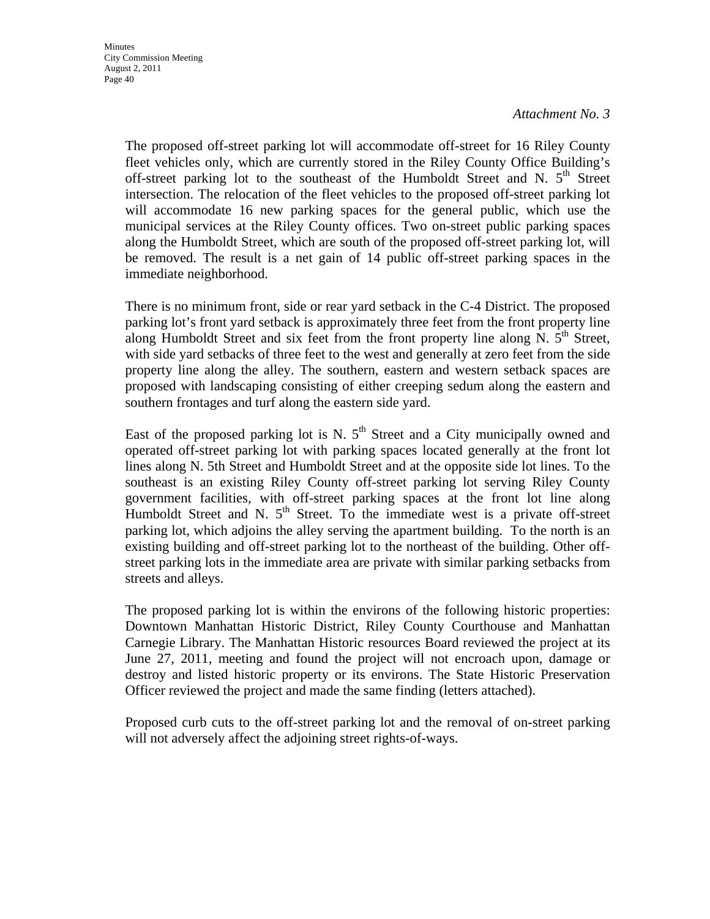*Attachment No. 3*

The proposed off-street parking lot will accommodate off-street for 16 Riley County fleet vehicles only, which are currently stored in the Riley County Office Building's off-street parking lot to the southeast of the Humboldt Street and N. 5th Street intersection. The relocation of the fleet vehicles to the proposed off-street parking lot will accommodate 16 new parking spaces for the general public, which use the municipal services at the Riley County offices. Two on-street public parking spaces along the Humboldt Street, which are south of the proposed off-street parking lot, will be removed. The result is a net gain of 14 public off-street parking spaces in the immediate neighborhood.

There is no minimum front, side or rear yard setback in the C-4 District. The proposed parking lot's front yard setback is approximately three feet from the front property line along Humboldt Street and six feet from the front property line along N. 5th Street, with side yard setbacks of three feet to the west and generally at zero feet from the side property line along the alley. The southern, eastern and western setback spaces are proposed with landscaping consisting of either creeping sedum along the eastern and southern frontages and turf along the eastern side yard.

East of the proposed parking lot is N. 5th Street and a City municipally owned and operated off-street parking lot with parking spaces located generally at the front lot lines along N. 5th Street and Humboldt Street and at the opposite side lot lines. To the southeast is an existing Riley County off-street parking lot serving Riley County government facilities, with off-street parking spaces at the front lot line along Humboldt Street and N. 5th Street. To the immediate west is a private off-street parking lot, which adjoins the alley serving the apartment building. To the north is an existing building and off-street parking lot to the northeast of the building. Other off-street parking lots in the immediate area are private with similar parking setbacks from streets and alleys.

The proposed parking lot is within the environs of the following historic properties: Downtown Manhattan Historic District, Riley County Courthouse and Manhattan Carnegie Library. The Manhattan Historic resources Board reviewed the project at its June 27, 2011, meeting and found the project will not encroach upon, damage or destroy and listed historic property or its environs. The State Historic Preservation Officer reviewed the project and made the same finding (letters attached).

Proposed curb cuts to the off-street parking lot and the removal of on-street parking will not adversely affect the adjoining street rights-of-ways.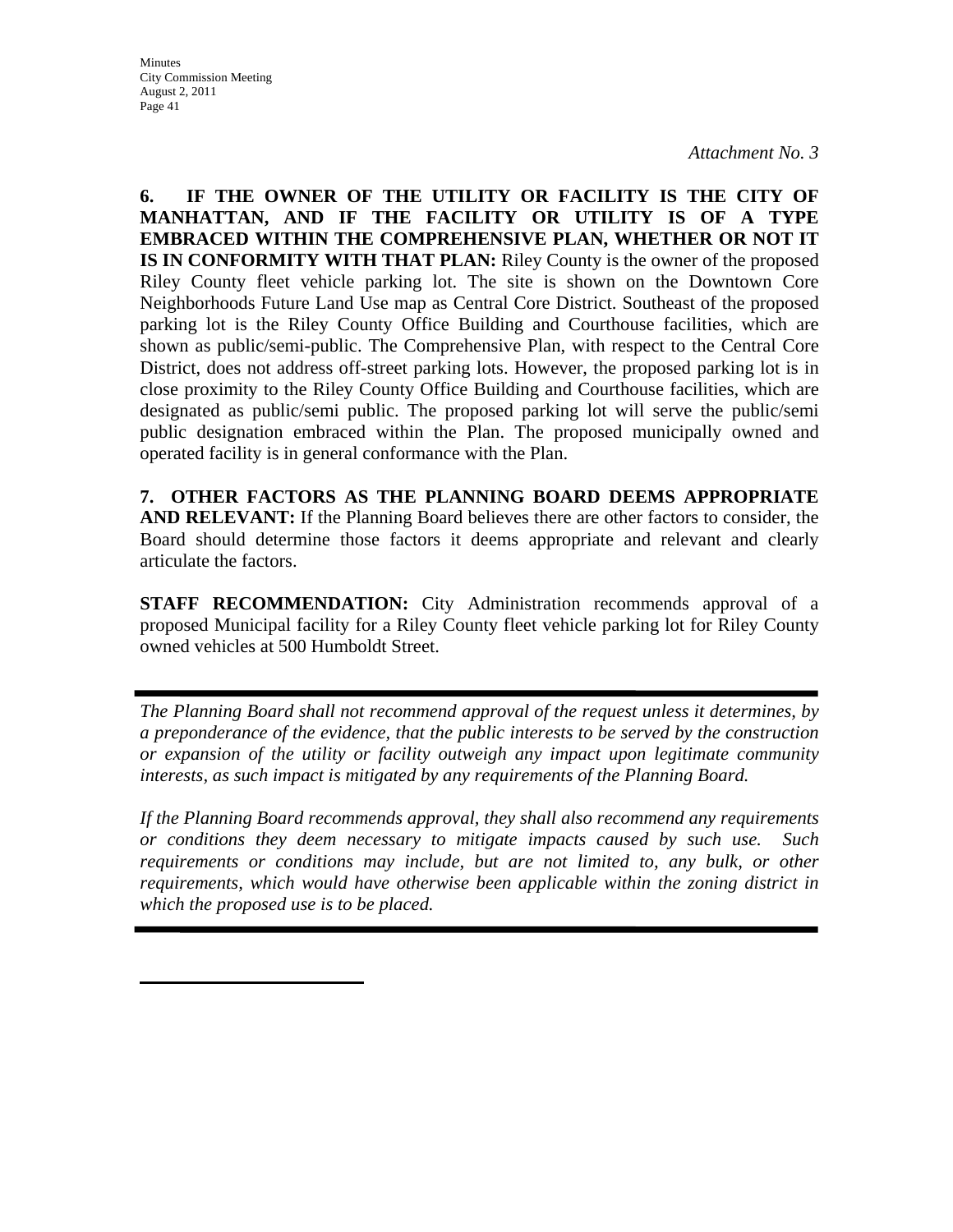*Attachment No. 3*

**6. IF THE OWNER OF THE UTILITY OR FACILITY IS THE CITY OF MANHATTAN, AND IF THE FACILITY OR UTILITY IS OF A TYPE EMBRACED WITHIN THE COMPREHENSIVE PLAN, WHETHER OR NOT IT IS IN CONFORMITY WITH THAT PLAN:** Riley County is the owner of the proposed Riley County fleet vehicle parking lot. The site is shown on the Downtown Core Neighborhoods Future Land Use map as Central Core District. Southeast of the proposed parking lot is the Riley County Office Building and Courthouse facilities, which are shown as public/semi-public. The Comprehensive Plan, with respect to the Central Core District, does not address off-street parking lots. However, the proposed parking lot is in close proximity to the Riley County Office Building and Courthouse facilities, which are designated as public/semi public. The proposed parking lot will serve the public/semi public designation embraced within the Plan. The proposed municipally owned and operated facility is in general conformance with the Plan.

**7. OTHER FACTORS AS THE PLANNING BOARD DEEMS APPROPRIATE AND RELEVANT:** If the Planning Board believes there are other factors to consider, the Board should determine those factors it deems appropriate and relevant and clearly articulate the factors.

**STAFF RECOMMENDATION:** City Administration recommends approval of a proposed Municipal facility for a Riley County fleet vehicle parking lot for Riley County owned vehicles at 500 Humboldt Street.

---

*The Planning Board shall not recommend approval of the request unless it determines, by a preponderance of the evidence, that the public interests to be served by the construction or expansion of the utility or facility outweigh any impact upon legitimate community interests, as such impact is mitigated by any requirements of the Planning Board.*

*If the Planning Board recommends approval, they shall also recommend any requirements or conditions they deem necessary to mitigate impacts caused by such use. Such requirements or conditions may include, but are not limited to, any bulk, or other requirements, which would have otherwise been applicable within the zoning district in which the proposed use is to be placed.*

---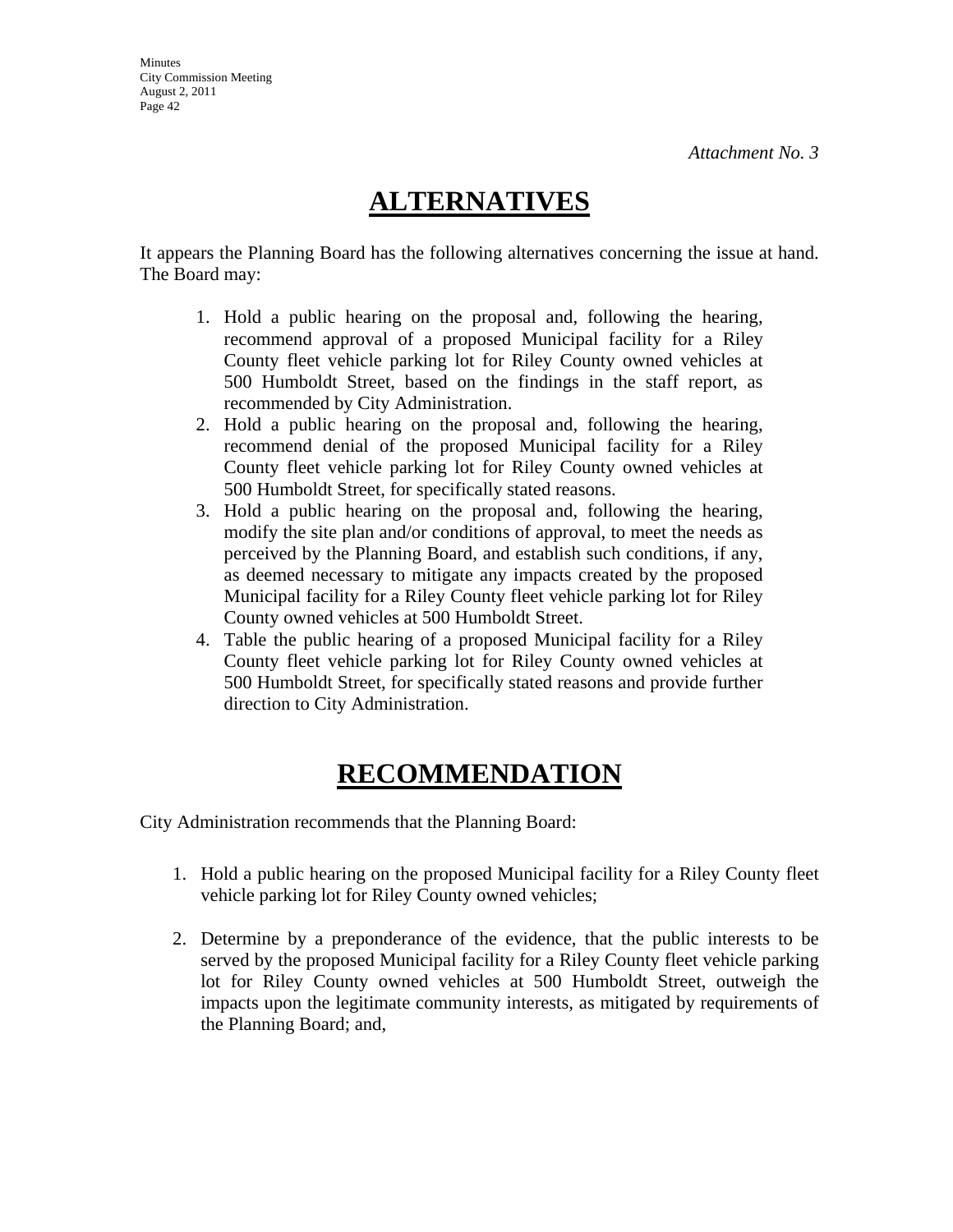*Attachment No. 3*

# ALTERNATIVES

It appears the Planning Board has the following alternatives concerning the issue at hand. The Board may:

1. Hold a public hearing on the proposal and, following the hearing, recommend approval of a proposed Municipal facility for a Riley County fleet vehicle parking lot for Riley County owned vehicles at 500 Humboldt Street, based on the findings in the staff report, as recommended by City Administration.
2. Hold a public hearing on the proposal and, following the hearing, recommend denial of the proposed Municipal facility for a Riley County fleet vehicle parking lot for Riley County owned vehicles at 500 Humboldt Street, for specifically stated reasons.
3. Hold a public hearing on the proposal and, following the hearing, modify the site plan and/or conditions of approval, to meet the needs as perceived by the Planning Board, and establish such conditions, if any, as deemed necessary to mitigate any impacts created by the proposed Municipal facility for a Riley County fleet vehicle parking lot for Riley County owned vehicles at 500 Humboldt Street.
4. Table the public hearing of a proposed Municipal facility for a Riley County fleet vehicle parking lot for Riley County owned vehicles at 500 Humboldt Street, for specifically stated reasons and provide further direction to City Administration.

# RECOMMENDATION

City Administration recommends that the Planning Board:

1. Hold a public hearing on the proposed Municipal facility for a Riley County fleet vehicle parking lot for Riley County owned vehicles;

2. Determine by a preponderance of the evidence, that the public interests to be served by the proposed Municipal facility for a Riley County fleet vehicle parking lot for Riley County owned vehicles at 500 Humboldt Street, outweigh the impacts upon the legitimate community interests, as mitigated by requirements of the Planning Board; and,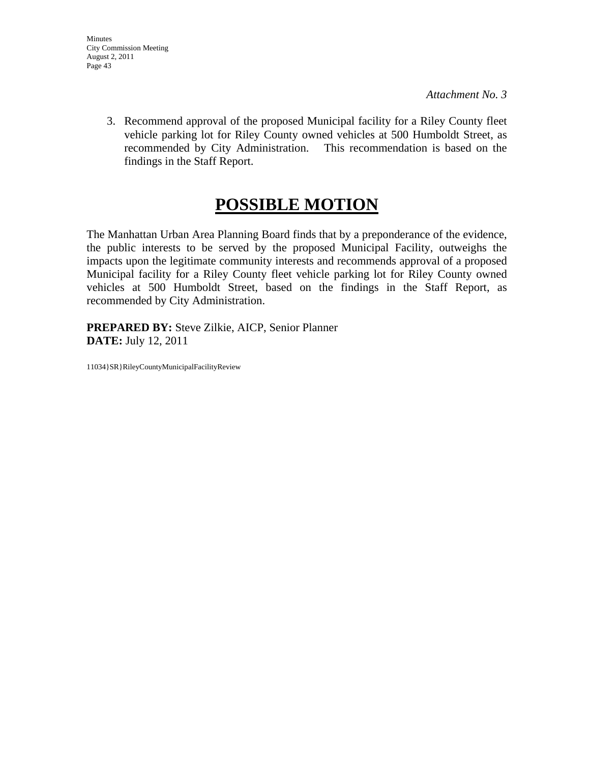*Attachment No. 3*

3. Recommend approval of the proposed Municipal facility for a Riley County fleet vehicle parking lot for Riley County owned vehicles at 500 Humboldt Street, as recommended by City Administration. This recommendation is based on the findings in the Staff Report.

# POSSIBLE MOTION

The Manhattan Urban Area Planning Board finds that by a preponderance of the evidence, the public interests to be served by the proposed Municipal Facility, outweighs the impacts upon the legitimate community interests and recommends approval of a proposed Municipal facility for a Riley County fleet vehicle parking lot for Riley County owned vehicles at 500 Humboldt Street, based on the findings in the Staff Report, as recommended by City Administration.

**PREPARED BY:** Steve Zilkie, AICP, Senior Planner
**DATE:** July 12, 2011

11034}SR}RileyCountyMunicipalFacilityReview